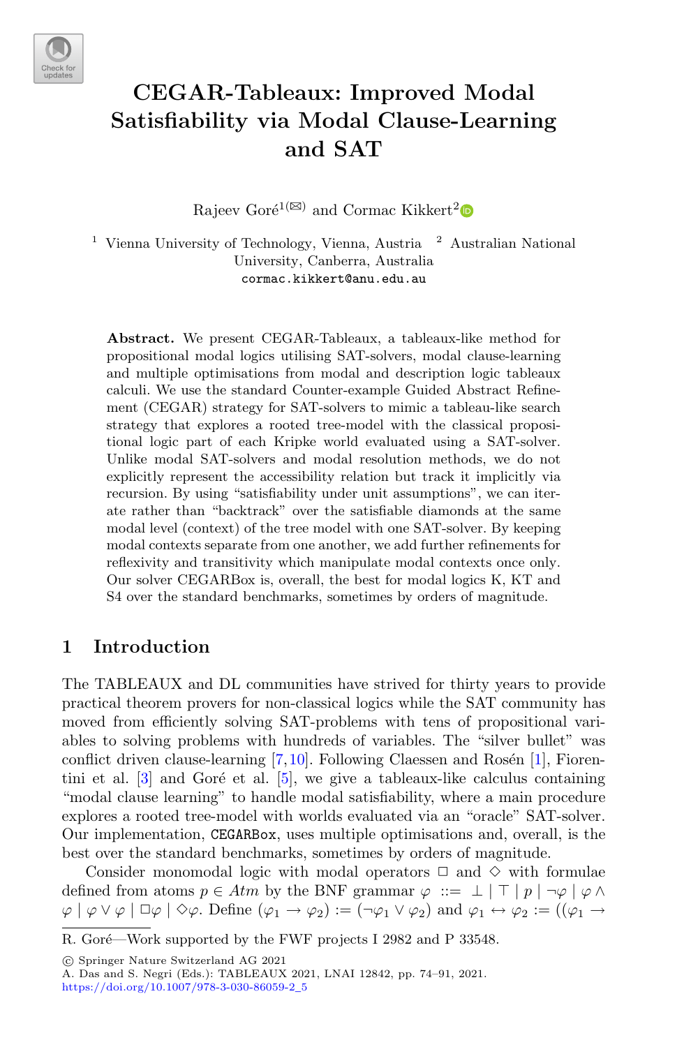# CEGAR-Tableaux: Improved Modal Satisfiability via Modal Clause-Learning and SAT

Rajeev Goré[1](✉) and Cormac Kikkert[2]

[1] Vienna University of Technology, Vienna, Austria [2] Australian National University, Canberra, Australia
cormac.kikkert@anu.edu.au

**Abstract.** We present CEGAR-Tableaux, a tableaux-like method for propositional modal logics utilising SAT-solvers, modal clause-learning and multiple optimisations from modal and description logic tableaux calculi. We use the standard Counter-example Guided Abstract Refinement (CEGAR) strategy for SAT-solvers to mimic a tableau-like search strategy that explores a rooted tree-model with the classical propositional logic part of each Kripke world evaluated using a SAT-solver. Unlike modal SAT-solvers and modal resolution methods, we do not explicitly represent the accessibility relation but track it implicitly via recursion. By using "satisfiability under unit assumptions", we can iterate rather than "backtrack" over the satisfiable diamonds at the same modal level (context) of the tree model with one SAT-solver. By keeping modal contexts separate from one another, we add further refinements for reflexivity and transitivity which manipulate modal contexts once only. Our solver CEGARBox is, overall, the best for modal logics K, KT and S4 over the standard benchmarks, sometimes by orders of magnitude.

## 1 Introduction

The TABLEAUX and DL communities have strived for thirty years to provide practical theorem provers for non-classical logics while the SAT community has moved from efficiently solving SAT-problems with tens of propositional variables to solving problems with hundreds of variables. The "silver bullet" was conflict driven clause-learning [7,10]. Following Claessen and Rosén [1], Fiorentini et al. [3] and Goré et al. [5], we give a tableaux-like calculus containing "modal clause learning" to handle modal satisfiability, where a main procedure explores a rooted tree-model with worlds evaluated via an "oracle" SAT-solver. Our implementation, `CEGARBox`, uses multiple optimisations and, overall, is the best over the standard benchmarks, sometimes by orders of magnitude.

Consider monomodal logic with modal operators $\Box$ and $\Diamond$ with formulae defined from atoms $p \in Atm$ by the BNF grammar $\varphi ::= \bot \mid \top \mid p \mid \neg\varphi \mid \varphi \wedge \varphi \mid \varphi \vee \varphi \mid \Box\varphi \mid \Diamond\varphi$. Define $(\varphi_1 \to \varphi_2) := (\neg\varphi_1 \vee \varphi_2)$ and $\varphi_1 \leftrightarrow \varphi_2 := ((\varphi_1 \to$

R. Goré—Work supported by the FWF projects I 2982 and P 33548.

© Springer Nature Switzerland AG 2021
A. Das and S. Negri (Eds.): TABLEAUX 2021, LNAI 12842, pp. 74–91, 2021.
https://doi.org/10.1007/978-3-030-86059-2_5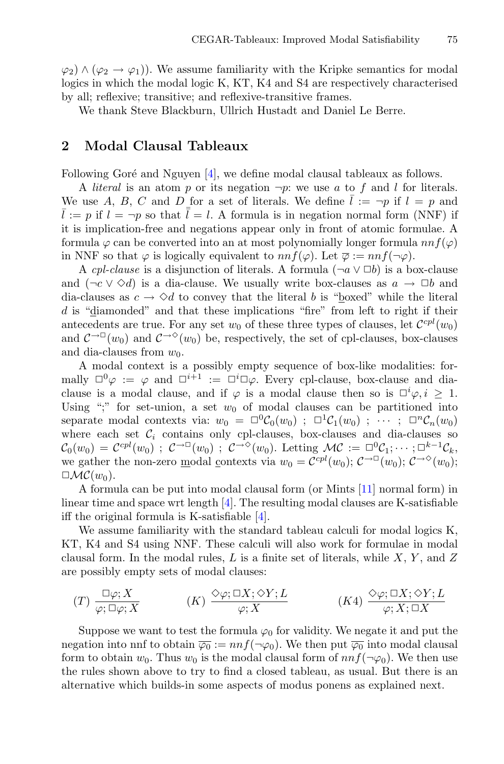$\varphi_2) \wedge (\varphi_2 \rightarrow \varphi_1))$. We assume familiarity with the Kripke semantics for modal logics in which the modal logic K, KT, K4 and S4 are respectively characterised by all; reflexive; transitive; and reflexive-transitive frames.

We thank Steve Blackburn, Ullrich Hustadt and Daniel Le Berre.

## 2 Modal Clausal Tableaux

Following Goré and Nguyen [4], we define modal clausal tableaux as follows.

A *literal* is an atom $p$ or its negation $\neg p$: we use $a$ to $f$ and $l$ for literals. We use $A$, $B$, $C$ and $D$ for a set of literals. We define $\bar{l} := \neg p$ if $l = p$ and $\bar{l} := p$ if $l = \neg p$ so that $\bar{\bar{l}} = l$. A formula is in negation normal form (NNF) if it is implication-free and negations appear only in front of atomic formulae. A formula $\varphi$ can be converted into an at most polynomially longer formula $nnf(\varphi)$ in NNF so that $\varphi$ is logically equivalent to $nnf(\varphi)$. Let $\overline{\varphi} := nnf(\neg\varphi)$.

A *cpl-clause* is a disjunction of literals. A formula $(\neg a \vee \Box b)$ is a box-clause and $(\neg c \vee \Diamond d)$ is a dia-clause. We usually write box-clauses as $a \rightarrow \Box b$ and dia-clauses as $c \rightarrow \Diamond d$ to convey that the literal $b$ is "boxed" while the literal $d$ is "diamonded" and that these implications "fire" from left to right if their antecedents are true. For any set $w_0$ of these three types of clauses, let $\mathcal{C}^{cpl}(w_0)$ and $\mathcal{C}^{\rightarrow\Box}(w_0)$ and $\mathcal{C}^{\rightarrow\Diamond}(w_0)$ be, respectively, the set of cpl-clauses, box-clauses and dia-clauses from $w_0$.

A modal context is a possibly empty sequence of box-like modalities: formally $\Box^0\varphi := \varphi$ and $\Box^{i+1} := \Box^i\Box\varphi$. Every cpl-clause, box-clause and dia-clause is a modal clause, and if $\varphi$ is a modal clause then so is $\Box^i\varphi, i \geq 1$. Using ";" for set-union, a set $w_0$ of modal clauses can be partitioned into separate modal contexts via: $w_0 = \Box^0\mathcal{C}_0(w_0)\ ;\ \Box^1\mathcal{C}_1(w_0)\ ;\ \cdots\ ;\ \Box^n\mathcal{C}_n(w_0)$ where each set $\mathcal{C}_i$ contains only cpl-clauses, box-clauses and dia-clauses so $\mathcal{C}_0(w_0) = \mathcal{C}^{cpl}(w_0)\ ;\ \mathcal{C}^{\rightarrow\Box}(w_0)\ ;\ \mathcal{C}^{\rightarrow\Diamond}(w_0)$. Letting $\mathcal{MC} := \Box^0\mathcal{C}_1; \cdots; \Box^{k-1}\mathcal{C}_k$, we gather the non-zero modal contexts via $w_0 = \mathcal{C}^{cpl}(w_0); \mathcal{C}^{\rightarrow\Box}(w_0); \mathcal{C}^{\rightarrow\Diamond}(w_0); \Box\mathcal{MC}(w_0)$.

A formula can be put into modal clausal form (or Mints [11] normal form) in linear time and space wrt length [4]. The resulting modal clauses are K-satisfiable iff the original formula is K-satisfiable [4].

We assume familiarity with the standard tableau calculi for modal logics K, KT, K4 and S4 using NNF. These calculi will also work for formulae in modal clausal form. In the modal rules, $L$ is a finite set of literals, while $X$, $Y$, and $Z$ are possibly empty sets of modal clauses:

$$(T)\ \frac{\Box\varphi; X}{\varphi; \Box\varphi; X} \qquad (K)\ \frac{\Diamond\varphi; \Box X; \Diamond Y; L}{\varphi; X} \qquad (K4)\ \frac{\Diamond\varphi; \Box X; \Diamond Y; L}{\varphi; X; \Box X}$$

Suppose we want to test the formula $\varphi_0$ for validity. We negate it and put the negation into nnf to obtain $\overline{\varphi_0} := nnf(\neg\varphi_0)$. We then put $\overline{\varphi_0}$ into modal clausal form to obtain $w_0$. Thus $w_0$ is the modal clausal form of $nnf(\neg\varphi_0)$. We then use the rules shown above to try to find a closed tableau, as usual. But there is an alternative which builds-in some aspects of modus ponens as explained next.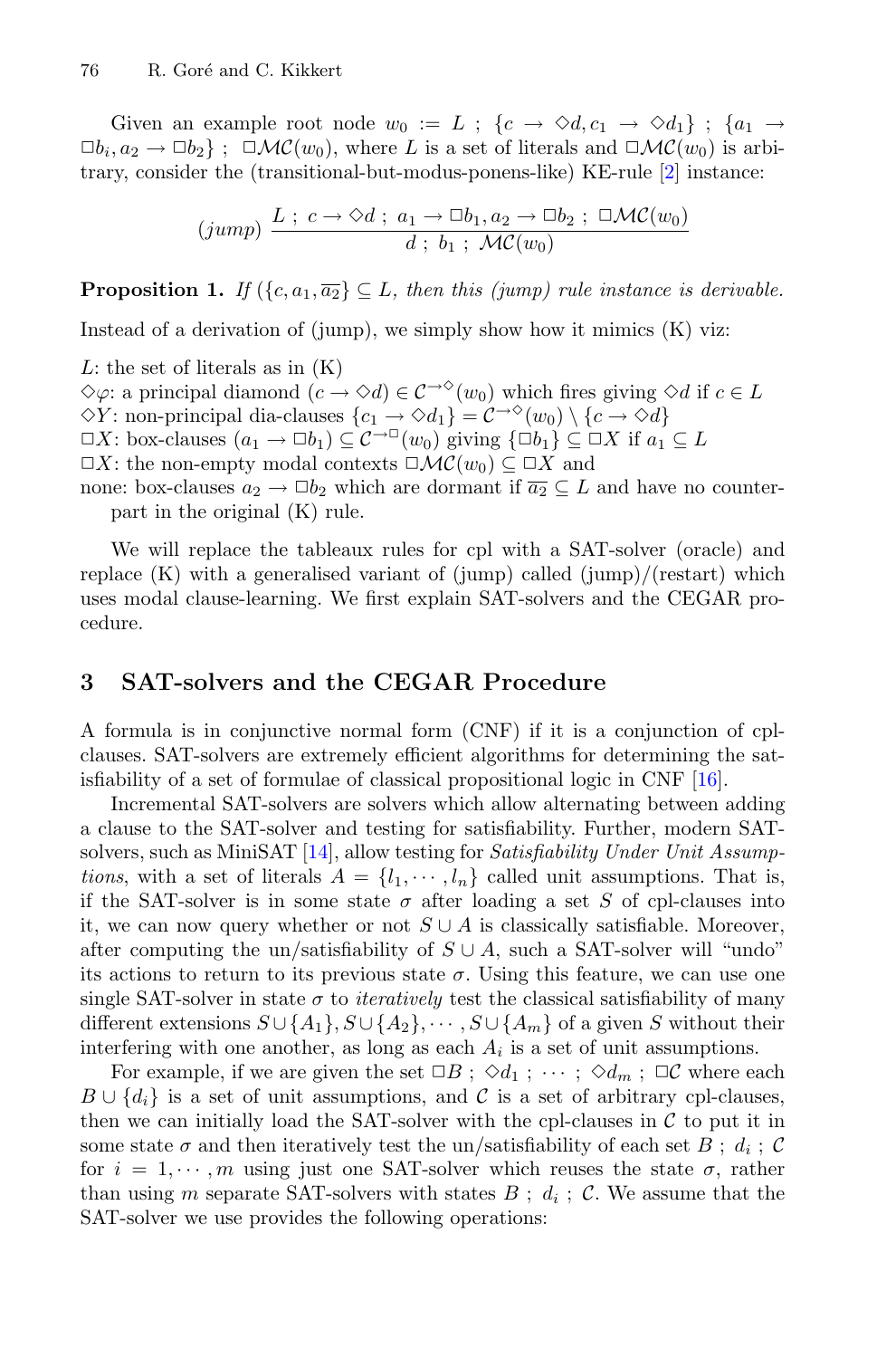Given an example root node $w_0 := L \ ; \ \{c \to \Diamond d, c_1 \to \Diamond d_1\} \ ; \ \{a_1 \to \Box b_i, a_2 \to \Box b_2\} \ ; \ \Box\mathcal{MC}(w_0)$, where $L$ is a set of literals and $\Box\mathcal{MC}(w_0)$ is arbitrary, consider the (transitional-but-modus-ponens-like) KE-rule [2] instance:

$$(jump)\ \frac{L \ ; \ c \to \Diamond d \ ; \ a_1 \to \Box b_1, a_2 \to \Box b_2 \ ; \ \Box\mathcal{MC}(w_0)}{d \ ; \ b_1 \ ; \ \mathcal{MC}(w_0)}$$

**Proposition 1.** *If $(\{c, a_1, \overline{a_2}\} \subseteq L$, then this (jump) rule instance is derivable.*

Instead of a derivation of (jump), we simply show how it mimics (K) viz:

$L$: the set of literals as in (K)
$\Diamond\varphi$: a principal diamond $(c \to \Diamond d) \in \mathcal{C}^{\to\Diamond}(w_0)$ which fires giving $\Diamond d$ if $c \in L$
$\Diamond Y$: non-principal dia-clauses $\{c_1 \to \Diamond d_1\} = \mathcal{C}^{\to\Diamond}(w_0) \setminus \{c \to \Diamond d\}$
$\Box X$: box-clauses $(a_1 \to \Box b_1) \subseteq \mathcal{C}^{\to\Box}(w_0)$ giving $\{\Box b_1\} \subseteq \Box X$ if $a_1 \subseteq L$
$\Box X$: the non-empty modal contexts $\Box\mathcal{MC}(w_0) \subseteq \Box X$ and
none: box-clauses $a_2 \to \Box b_2$ which are dormant if $\overline{a_2} \subseteq L$ and have no counterpart in the original (K) rule.

We will replace the tableaux rules for cpl with a SAT-solver (oracle) and replace (K) with a generalised variant of (jump) called (jump)/(restart) which uses modal clause-learning. We first explain SAT-solvers and the CEGAR procedure.

## 3 SAT-solvers and the CEGAR Procedure

A formula is in conjunctive normal form (CNF) if it is a conjunction of cpl-clauses. SAT-solvers are extremely efficient algorithms for determining the satisfiability of a set of formulae of classical propositional logic in CNF [16].

Incremental SAT-solvers are solvers which allow alternating between adding a clause to the SAT-solver and testing for satisfiability. Further, modern SAT-solvers, such as MiniSAT [14], allow testing for *Satisfiability Under Unit Assumptions*, with a set of literals $A = \{l_1, \cdots, l_n\}$ called unit assumptions. That is, if the SAT-solver is in some state $\sigma$ after loading a set $S$ of cpl-clauses into it, we can now query whether or not $S \cup A$ is classically satisfiable. Moreover, after computing the un/satisfiability of $S \cup A$, such a SAT-solver will "undo" its actions to return to its previous state $\sigma$. Using this feature, we can use one single SAT-solver in state $\sigma$ to *iteratively* test the classical satisfiability of many different extensions $S \cup \{A_1\}, S \cup \{A_2\}, \cdots, S \cup \{A_m\}$ of a given $S$ without their interfering with one another, as long as each $A_i$ is a set of unit assumptions.

For example, if we are given the set $\Box B \ ; \ \Diamond d_1 \ ; \ \cdots \ ; \ \Diamond d_m \ ; \ \Box\mathcal{C}$ where each $B \cup \{d_i\}$ is a set of unit assumptions, and $\mathcal{C}$ is a set of arbitrary cpl-clauses, then we can initially load the SAT-solver with the cpl-clauses in $\mathcal{C}$ to put it in some state $\sigma$ and then iteratively test the un/satisfiability of each set $B \ ; \ d_i \ ; \ \mathcal{C}$ for $i = 1, \cdots, m$ using just one SAT-solver which reuses the state $\sigma$, rather than using $m$ separate SAT-solvers with states $B \ ; \ d_i \ ; \ \mathcal{C}$. We assume that the SAT-solver we use provides the following operations: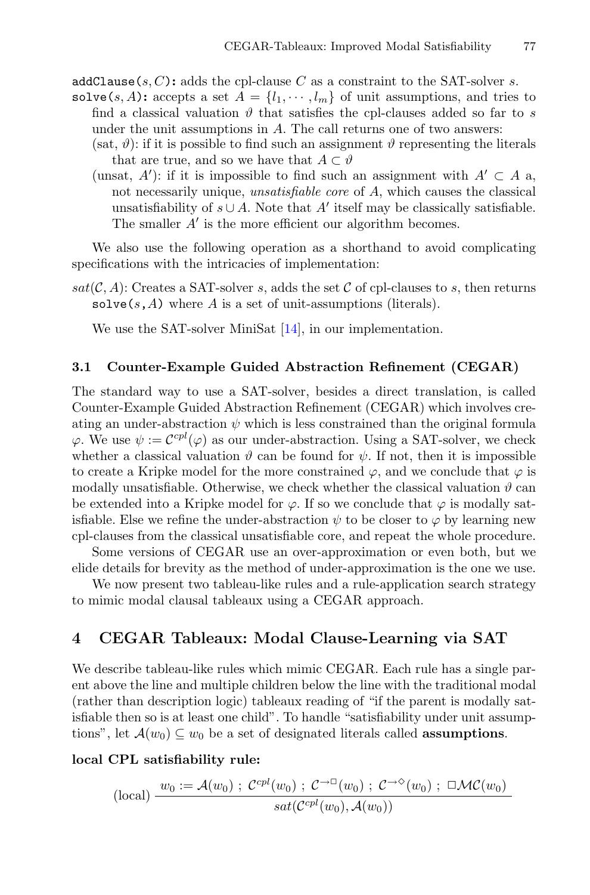`addClause(`$s, C$`):` adds the cpl-clause $C$ as a constraint to the SAT-solver $s$.

`solve(`$s, A$`):` accepts a set $A = \{l_1, \cdots, l_m\}$ of unit assumptions, and tries to find a classical valuation $\vartheta$ that satisfies the cpl-clauses added so far to $s$ under the unit assumptions in $A$. The call returns one of two answers:

- (sat, $\vartheta$): if it is possible to find such an assignment $\vartheta$ representing the literals that are true, and so we have that $A \subset \vartheta$
- (unsat, $A'$): if it is impossible to find such an assignment with $A' \subset A$ a, not necessarily unique, *unsatisfiable core* of $A$, which causes the classical unsatisfiability of $s \cup A$. Note that $A'$ itself may be classically satisfiable. The smaller $A'$ is the more efficient our algorithm becomes.

We also use the following operation as a shorthand to avoid complicating specifications with the intricacies of implementation:

$sat(\mathcal{C}, A)$: Creates a SAT-solver $s$, adds the set $\mathcal{C}$ of cpl-clauses to $s$, then returns `solve(`$s$`,`$A$`)` where $A$ is a set of unit-assumptions (literals).

We use the SAT-solver MiniSat [14], in our implementation.

### 3.1 Counter-Example Guided Abstraction Refinement (CEGAR)

The standard way to use a SAT-solver, besides a direct translation, is called Counter-Example Guided Abstraction Refinement (CEGAR) which involves creating an under-abstraction $\psi$ which is less constrained than the original formula $\varphi$. We use $\psi := \mathcal{C}^{cpl}(\varphi)$ as our under-abstraction. Using a SAT-solver, we check whether a classical valuation $\vartheta$ can be found for $\psi$. If not, then it is impossible to create a Kripke model for the more constrained $\varphi$, and we conclude that $\varphi$ is modally unsatisfiable. Otherwise, we check whether the classical valuation $\vartheta$ can be extended into a Kripke model for $\varphi$. If so we conclude that $\varphi$ is modally satisfiable. Else we refine the under-abstraction $\psi$ to be closer to $\varphi$ by learning new cpl-clauses from the classical unsatisfiable core, and repeat the whole procedure.

Some versions of CEGAR use an over-approximation or even both, but we elide details for brevity as the method of under-approximation is the one we use.

We now present two tableau-like rules and a rule-application search strategy to mimic modal clausal tableaux using a CEGAR approach.

## 4 CEGAR Tableaux: Modal Clause-Learning via SAT

We describe tableau-like rules which mimic CEGAR. Each rule has a single parent above the line and multiple children below the line with the traditional modal (rather than description logic) tableaux reading of "if the parent is modally satisfiable then so is at least one child". To handle "satisfiability under unit assumptions", let $\mathcal{A}(w_0) \subseteq w_0$ be a set of designated literals called **assumptions**.

**local CPL satisfiability rule:**

$$(\text{local})\ \frac{w_0 := \mathcal{A}(w_0)\ ;\ \mathcal{C}^{cpl}(w_0)\ ;\ \mathcal{C}^{\rightarrow\Box}(w_0)\ ;\ \mathcal{C}^{\rightarrow\Diamond}(w_0)\ ;\ \Box\mathcal{MC}(w_0)}{sat(\mathcal{C}^{cpl}(w_0), \mathcal{A}(w_0))}$$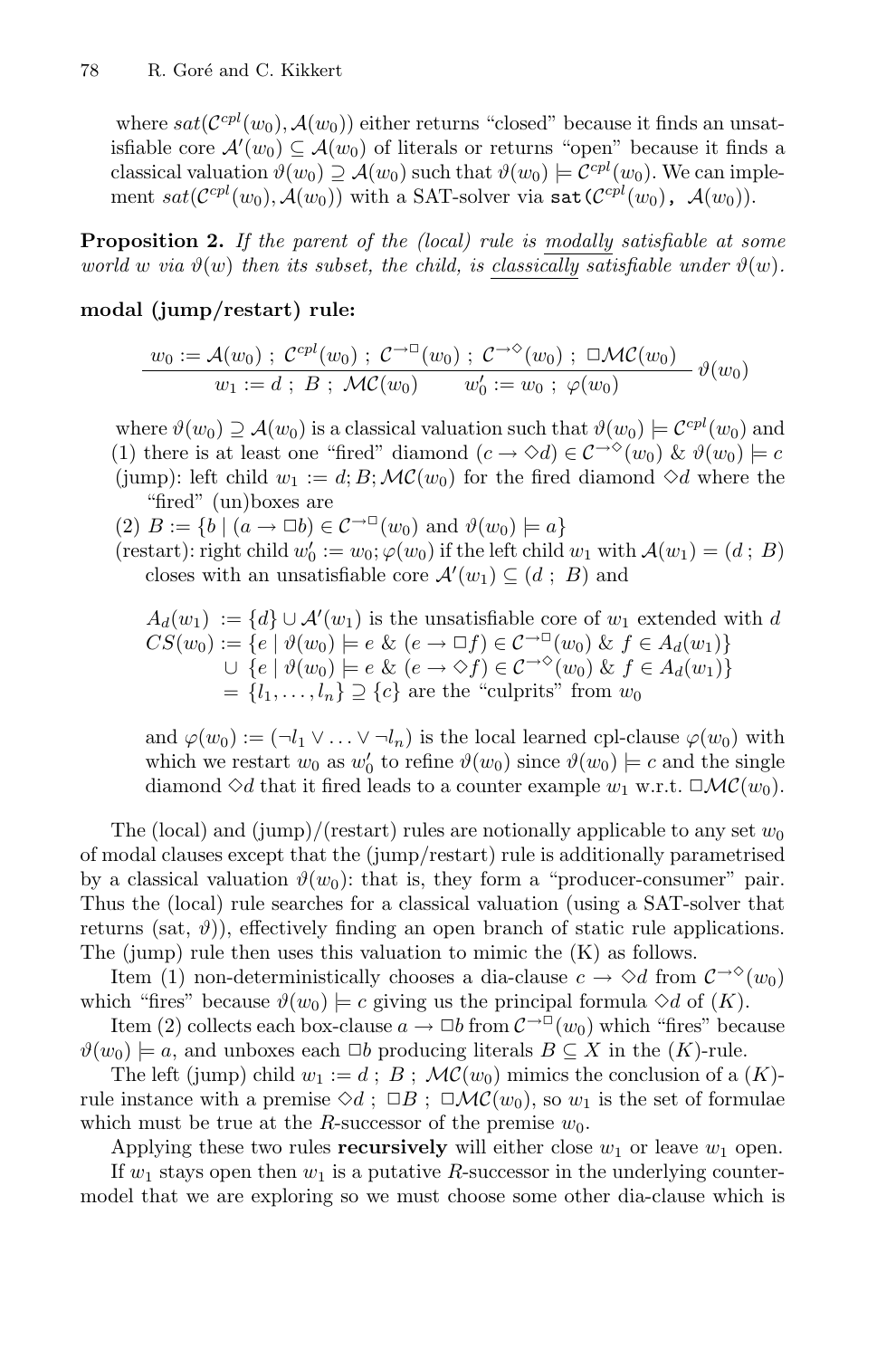where $sat(\mathcal{C}^{cpl}(w_0), \mathcal{A}(w_0))$ either returns "closed" because it finds an unsatisfiable core $\mathcal{A}'(w_0) \subseteq \mathcal{A}(w_0)$ of literals or returns "open" because it finds a classical valuation $\vartheta(w_0) \supseteq \mathcal{A}(w_0)$ such that $\vartheta(w_0) \models \mathcal{C}^{cpl}(w_0)$. We can implement $sat(\mathcal{C}^{cpl}(w_0), \mathcal{A}(w_0))$ with a SAT-solver via $\texttt{sat(}\mathcal{C}^{cpl}(w_0)\texttt{, }\mathcal{A}(w_0)\texttt{)}$.

**Proposition 2.** *If the parent of the (local) rule is* modally *satisfiable at some world $w$ via $\vartheta(w)$ then its subset, the child, is* classically *satisfiable under $\vartheta(w)$.*

**modal (jump/restart) rule:**

$$\frac{w_0 := \mathcal{A}(w_0) \; ; \; \mathcal{C}^{cpl}(w_0) \; ; \; \mathcal{C}^{\to\Box}(w_0) \; ; \; \mathcal{C}^{\to\Diamond}(w_0) \; ; \; \Box\mathcal{MC}(w_0)}{w_1 := d \; ; \; B \; ; \; \mathcal{MC}(w_0) \qquad w_0' := w_0 \; ; \; \varphi(w_0)} \; \vartheta(w_0)$$

where $\vartheta(w_0) \supseteq \mathcal{A}(w_0)$ is a classical valuation such that $\vartheta(w_0) \models \mathcal{C}^{cpl}(w_0)$ and

(1) there is at least one "fired" diamond $(c \to \Diamond d) \in \mathcal{C}^{\to\Diamond}(w_0)$ & $\vartheta(w_0) \models c$

(jump): left child $w_1 := d; B; \mathcal{MC}(w_0)$ for the fired diamond $\Diamond d$ where the "fired" (un)boxes are

(2) $B := \{b \mid (a \to \Box b) \in \mathcal{C}^{\to\Box}(w_0) \text{ and } \vartheta(w_0) \models a\}$

(restart): right child $w_0' := w_0; \varphi(w_0)$ if the left child $w_1$ with $\mathcal{A}(w_1) = (d \; ; \; B)$ closes with an unsatisfiable core $\mathcal{A}'(w_1) \subseteq (d \; ; \; B)$ and

$$\begin{aligned}
A_d(w_1) &:= \{d\} \cup \mathcal{A}'(w_1) \text{ is the unsatisfiable core of } w_1 \text{ extended with } d \\
CS(w_0) &:= \{e \mid \vartheta(w_0) \models e \;\&\; (e \to \Box f) \in \mathcal{C}^{\to\Box}(w_0) \;\&\; f \in A_d(w_1)\} \\
&\quad \cup \{e \mid \vartheta(w_0) \models e \;\&\; (e \to \Diamond f) \in \mathcal{C}^{\to\Diamond}(w_0) \;\&\; f \in A_d(w_1)\} \\
&= \{l_1, \ldots, l_n\} \supseteq \{c\} \text{ are the "culprits" from } w_0
\end{aligned}$$

and $\varphi(w_0) := (\neg l_1 \vee \ldots \vee \neg l_n)$ is the local learned cpl-clause $\varphi(w_0)$ with which we restart $w_0$ as $w_0'$ to refine $\vartheta(w_0)$ since $\vartheta(w_0) \models c$ and the single diamond $\Diamond d$ that it fired leads to a counter example $w_1$ w.r.t. $\Box\mathcal{MC}(w_0)$.

The (local) and (jump)/(restart) rules are notionally applicable to any set $w_0$ of modal clauses except that the (jump/restart) rule is additionally parametrised by a classical valuation $\vartheta(w_0)$: that is, they form a "producer-consumer" pair. Thus the (local) rule searches for a classical valuation (using a SAT-solver that returns (sat, $\vartheta$)), effectively finding an open branch of static rule applications. The (jump) rule then uses this valuation to mimic the (K) as follows.

Item (1) non-deterministically chooses a dia-clause $c \to \Diamond d$ from $\mathcal{C}^{\to\Diamond}(w_0)$ which "fires" because $\vartheta(w_0) \models c$ giving us the principal formula $\Diamond d$ of $(K)$.

Item (2) collects each box-clause $a \to \Box b$ from $\mathcal{C}^{\to\Box}(w_0)$ which "fires" because $\vartheta(w_0) \models a$, and unboxes each $\Box b$ producing literals $B \subseteq X$ in the $(K)$-rule.

The left (jump) child $w_1 := d \; ; \; B \; ; \; \mathcal{MC}(w_0)$ mimics the conclusion of a $(K)$-rule instance with a premise $\Diamond d \; ; \; \Box B \; ; \; \Box\mathcal{MC}(w_0)$, so $w_1$ is the set of formulae which must be true at the $R$-successor of the premise $w_0$.

Applying these two rules **recursively** will either close $w_1$ or leave $w_1$ open.

If $w_1$ stays open then $w_1$ is a putative $R$-successor in the underlying counter-model that we are exploring so we must choose some other dia-clause which is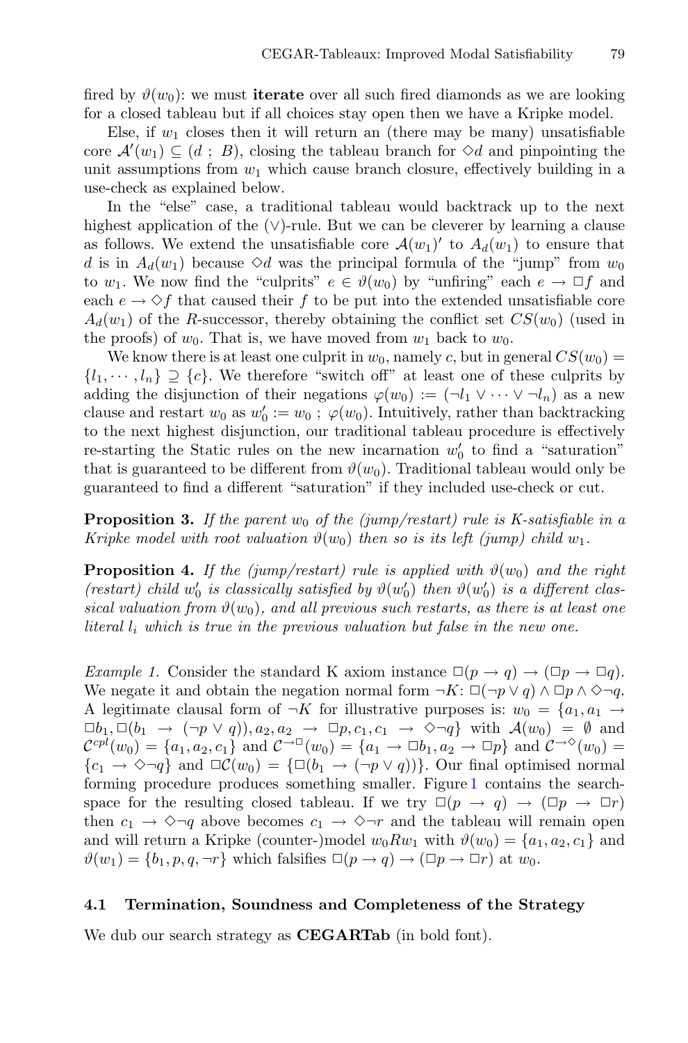fired by $\vartheta(w_0)$: we must **iterate** over all such fired diamonds as we are looking for a closed tableau but if all choices stay open then we have a Kripke model.

Else, if $w_1$ closes then it will return an (there may be many) unsatisfiable core $\mathcal{A}'(w_1) \subseteq (d\ ;\ B)$, closing the tableau branch for $\Diamond d$ and pinpointing the unit assumptions from $w_1$ which cause branch closure, effectively building in a use-check as explained below.

In the "else" case, a traditional tableau would backtrack up to the next highest application of the $(\vee)$-rule. But we can be cleverer by learning a clause as follows. We extend the unsatisfiable core $\mathcal{A}(w_1)'$ to $A_d(w_1)$ to ensure that $d$ is in $A_d(w_1)$ because $\Diamond d$ was the principal formula of the "jump" from $w_0$ to $w_1$. We now find the "culprits" $e \in \vartheta(w_0)$ by "unfiring" each $e \rightarrow \Box f$ and each $e \rightarrow \Diamond f$ that caused their $f$ to be put into the extended unsatisfiable core $A_d(w_1)$ of the $R$-successor, thereby obtaining the conflict set $CS(w_0)$ (used in the proofs) of $w_0$. That is, we have moved from $w_1$ back to $w_0$.

We know there is at least one culprit in $w_0$, namely $c$, but in general $CS(w_0) = \{l_1, \cdots, l_n\} \supseteq \{c\}$. We therefore "switch off" at least one of these culprits by adding the disjunction of their negations $\varphi(w_0) := (\neg l_1 \vee \cdots \vee \neg l_n)$ as a new clause and restart $w_0$ as $w_0' := w_0\ ;\ \varphi(w_0)$. Intuitively, rather than backtracking to the next highest disjunction, our traditional tableau procedure is effectively re-starting the Static rules on the new incarnation $w_0'$ to find a "saturation" that is guaranteed to be different from $\vartheta(w_0)$. Traditional tableau would only be guaranteed to find a different "saturation" if they included use-check or cut.

**Proposition 3.** *If the parent $w_0$ of the (jump/restart) rule is K-satisfiable in a Kripke model with root valuation $\vartheta(w_0)$ then so is its left (jump) child $w_1$.*

**Proposition 4.** *If the (jump/restart) rule is applied with $\vartheta(w_0)$ and the right (restart) child $w_0'$ is classically satisfied by $\vartheta(w_0')$ then $\vartheta(w_0')$ is a different classical valuation from $\vartheta(w_0)$, and all previous such restarts, as there is at least one literal $l_i$ which is true in the previous valuation but false in the new one.*

*Example 1.* Consider the standard K axiom instance $\Box(p \rightarrow q) \rightarrow (\Box p \rightarrow \Box q)$. We negate it and obtain the negation normal form $\neg K$: $\Box(\neg p \vee q) \wedge \Box p \wedge \Diamond \neg q$. A legitimate clausal form of $\neg K$ for illustrative purposes is: $w_0 = \{a_1, a_1 \rightarrow \Box b_1, \Box(b_1 \rightarrow (\neg p \vee q)), a_2, a_2 \rightarrow \Box p, c_1, c_1 \rightarrow \Diamond \neg q\}$ with $\mathcal{A}(w_0) = \emptyset$ and $\mathcal{C}^{cpl}(w_0) = \{a_1, a_2, c_1\}$ and $\mathcal{C}^{\rightarrow\Box}(w_0) = \{a_1 \rightarrow \Box b_1, a_2 \rightarrow \Box p\}$ and $\mathcal{C}^{\rightarrow\Diamond}(w_0) = \{c_1 \rightarrow \Diamond \neg q\}$ and $\Box\mathcal{C}(w_0) = \{\Box(b_1 \rightarrow (\neg p \vee q))\}$. Our final optimised normal forming procedure produces something smaller. Figure 1 contains the search-space for the resulting closed tableau. If we try $\Box(p \rightarrow q) \rightarrow (\Box p \rightarrow \Box r)$ then $c_1 \rightarrow \Diamond \neg q$ above becomes $c_1 \rightarrow \Diamond \neg r$ and the tableau will remain open and will return a Kripke (counter-)model $w_0 R w_1$ with $\vartheta(w_0) = \{a_1, a_2, c_1\}$ and $\vartheta(w_1) = \{b_1, p, q, \neg r\}$ which falsifies $\Box(p \rightarrow q) \rightarrow (\Box p \rightarrow \Box r)$ at $w_0$.

### 4.1 Termination, Soundness and Completeness of the Strategy

We dub our search strategy as **CEGARTab** (in bold font).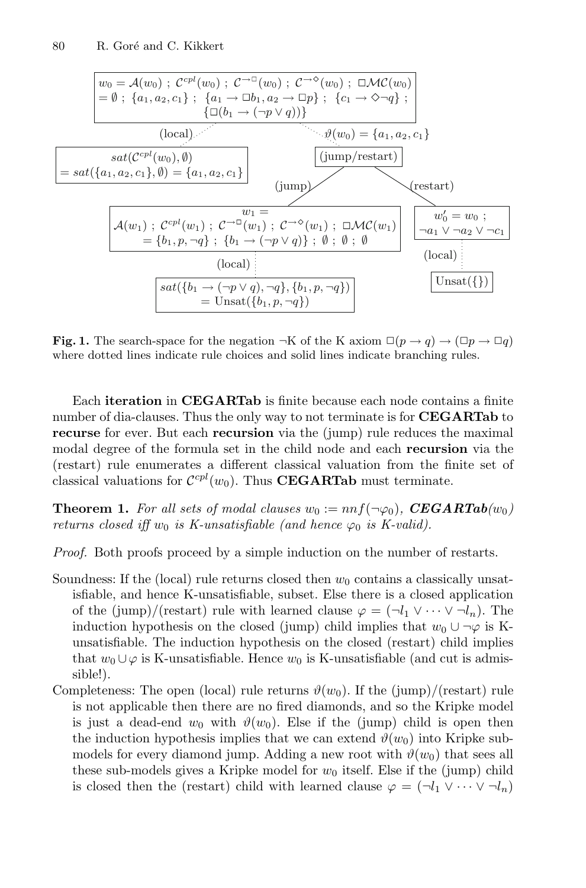$$w_0 = \mathcal{A}(w_0)\ ;\ \mathcal{C}^{cpl}(w_0)\ ;\ \mathcal{C}^{\rightarrow\Box}(w_0)\ ;\ \mathcal{C}^{\rightarrow\Diamond}(w_0)\ ;\ \Box\mathcal{MC}(w_0)$$
$$= \emptyset\ ;\ \{a_1, a_2, c_1\}\ ;\ \{a_1 \rightarrow \Box b_1, a_2 \rightarrow \Box p\}\ ;\ \{c_1 \rightarrow \Diamond\neg q\}\ ;\ \{\Box(b_1 \rightarrow (\neg p \vee q))\}$$

(local): $sat(\mathcal{C}^{cpl}(w_0), \emptyset) = sat(\{a_1, a_2, c_1\}, \emptyset) = \{a_1, a_2, c_1\}$

$\vartheta(w_0) = \{a_1, a_2, c_1\}$: (jump/restart)

(jump):
$$w_1 = \mathcal{A}(w_1)\ ;\ \mathcal{C}^{cpl}(w_1)\ ;\ \mathcal{C}^{\rightarrow\Box}(w_1)\ ;\ \mathcal{C}^{\rightarrow\Diamond}(w_1)\ ;\ \Box\mathcal{MC}(w_1)$$
$$= \{b_1, p, \neg q\}\ ;\ \{b_1 \rightarrow (\neg p \vee q)\}\ ;\ \emptyset\ ;\ \emptyset\ ;\ \emptyset$$

(local): $sat(\{b_1 \rightarrow (\neg p \vee q), \neg q\}, \{b_1, p, \neg q\}) = \text{Unsat}(\{b_1, p, \neg q\})$

(restart): $w_0' = w_0\ ;\ \neg a_1 \vee \neg a_2 \vee \neg c_1$

(local): $\text{Unsat}(\{\})$

**Fig. 1.** The search-space for the negation ¬K of the K axiom $\Box(p \rightarrow q) \rightarrow (\Box p \rightarrow \Box q)$ where dotted lines indicate rule choices and solid lines indicate branching rules.

Each **iteration** in **CEGARTab** is finite because each node contains a finite number of dia-clauses. Thus the only way to not terminate is for **CEGARTab** to **recurse** for ever. But each **recursion** via the (jump) rule reduces the maximal modal degree of the formula set in the child node and each **recursion** via the (restart) rule enumerates a different classical valuation from the finite set of classical valuations for $\mathcal{C}^{cpl}(w_0)$. Thus **CEGARTab** must terminate.

**Theorem 1.** *For all sets of modal clauses $w_0 := nnf(\neg\varphi_0)$, **CEGARTab**$(w_0)$ returns closed iff $w_0$ is K-unsatisfiable (and hence $\varphi_0$ is K-valid).*

*Proof.* Both proofs proceed by a simple induction on the number of restarts.

Soundness: If the (local) rule returns closed then $w_0$ contains a classically unsatisfiable, and hence K-unsatisfiable, subset. Else there is a closed application of the (jump)/(restart) rule with learned clause $\varphi = (\neg l_1 \vee \cdots \vee \neg l_n)$. The induction hypothesis on the closed (jump) child implies that $w_0 \cup \neg\varphi$ is K-unsatisfiable. The induction hypothesis on the closed (restart) child implies that $w_0 \cup \varphi$ is K-unsatisfiable. Hence $w_0$ is K-unsatisfiable (and cut is admissible!).

Completeness: The open (local) rule returns $\vartheta(w_0)$. If the (jump)/(restart) rule is not applicable then there are no fired diamonds, and so the Kripke model is just a dead-end $w_0$ with $\vartheta(w_0)$. Else if the (jump) child is open then the induction hypothesis implies that we can extend $\vartheta(w_0)$ into Kripke sub-models for every diamond jump. Adding a new root with $\vartheta(w_0)$ that sees all these sub-models gives a Kripke model for $w_0$ itself. Else if the (jump) child is closed then the (restart) child with learned clause $\varphi = (\neg l_1 \vee \cdots \vee \neg l_n)$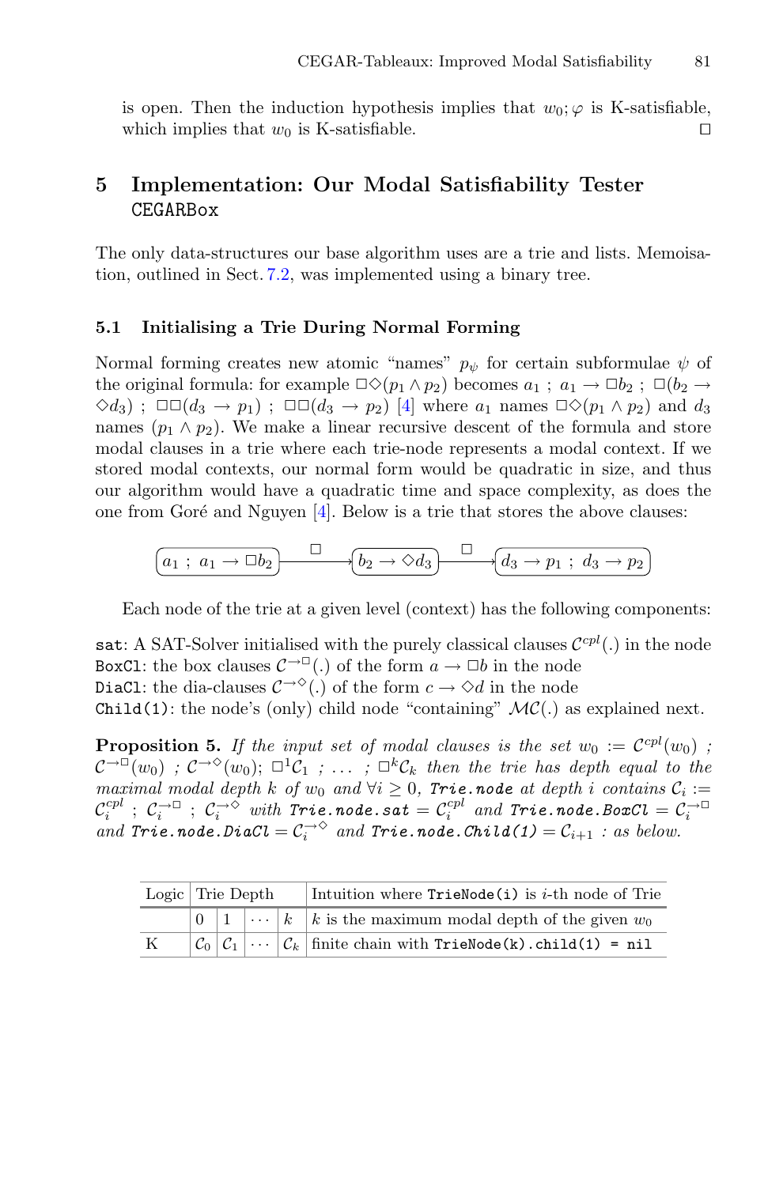is open. Then the induction hypothesis implies that $w_0; \varphi$ is K-satisfiable, which implies that $w_0$ is K-satisfiable. $\square$

## 5 Implementation: Our Modal Satisfiability Tester CEGARBox

The only data-structures our base algorithm uses are a trie and lists. Memoisation, outlined in Sect. 7.2, was implemented using a binary tree.

### 5.1 Initialising a Trie During Normal Forming

Normal forming creates new atomic "names" $p_\psi$ for certain subformulae $\psi$ of the original formula: for example $\Box\Diamond(p_1 \wedge p_2)$ becomes $a_1$ ; $a_1 \rightarrow \Box b_2$ ; $\Box(b_2 \rightarrow \Diamond d_3)$ ; $\Box\Box(d_3 \rightarrow p_1)$ ; $\Box\Box(d_3 \rightarrow p_2)$ [4] where $a_1$ names $\Box\Diamond(p_1 \wedge p_2)$ and $d_3$ names $(p_1 \wedge p_2)$. We make a linear recursive descent of the formula and store modal clauses in a trie where each trie-node represents a modal context. If we stored modal contexts, our normal form would be quadratic in size, and thus our algorithm would have a quadratic time and space complexity, as does the one from Goré and Nguyen [4]. Below is a trie that stores the above clauses:

$$\boxed{a_1 \; ; \; a_1 \rightarrow \Box b_2} \xrightarrow{\;\Box\;} \boxed{b_2 \rightarrow \Diamond d_3} \xrightarrow{\;\Box\;} \boxed{d_3 \rightarrow p_1 \; ; \; d_3 \rightarrow p_2}$$

Each node of the trie at a given level (context) has the following components:

`sat`: A SAT-Solver initialised with the purely classical clauses $\mathcal{C}^{cpl}(.)$ in the node
`BoxCl`: the box clauses $\mathcal{C}^{\rightarrow\Box}(.)$ of the form $a \rightarrow \Box b$ in the node
`DiaCl`: the dia-clauses $\mathcal{C}^{\rightarrow\Diamond}(.)$ of the form $c \rightarrow \Diamond d$ in the node
`Child(1)`: the node's (only) child node "containing" $\mathcal{MC}(.)$ as explained next.

**Proposition 5.** *If the input set of modal clauses is the set $w_0 := \mathcal{C}^{cpl}(w_0)$ ; $\mathcal{C}^{\rightarrow\Box}(w_0)$ ; $\mathcal{C}^{\rightarrow\Diamond}(w_0)$; $\Box^1\mathcal{C}_1$ ; $\ldots$ ; $\Box^k\mathcal{C}_k$ then the trie has depth equal to the maximal modal depth $k$ of $w_0$ and $\forall i \geq 0$, `Trie.node` at depth $i$ contains $\mathcal{C}_i := \mathcal{C}_i^{cpl}$ ; $\mathcal{C}_i^{\rightarrow\Box}$ ; $\mathcal{C}_i^{\rightarrow\Diamond}$ with `Trie.node.sat` $= \mathcal{C}_i^{cpl}$ and `Trie.node.BoxCl` $= \mathcal{C}_i^{\rightarrow\Box}$ and `Trie.node.DiaCl` $= \mathcal{C}_i^{\rightarrow\Diamond}$ and `Trie.node.Child(1)` $= \mathcal{C}_{i+1}$ : as below.*

| Logic | Trie Depth | | | | Intuition where `TrieNode(i)` is $i$-th node of Trie |
|---|---|---|---|---|---|
| | 0 | 1 | $\cdots$ | $k$ | $k$ is the maximum modal depth of the given $w_0$ |
| K | $\mathcal{C}_0$ | $\mathcal{C}_1$ | $\cdots$ | $\mathcal{C}_k$ | finite chain with `TrieNode(k).child(1) = nil` |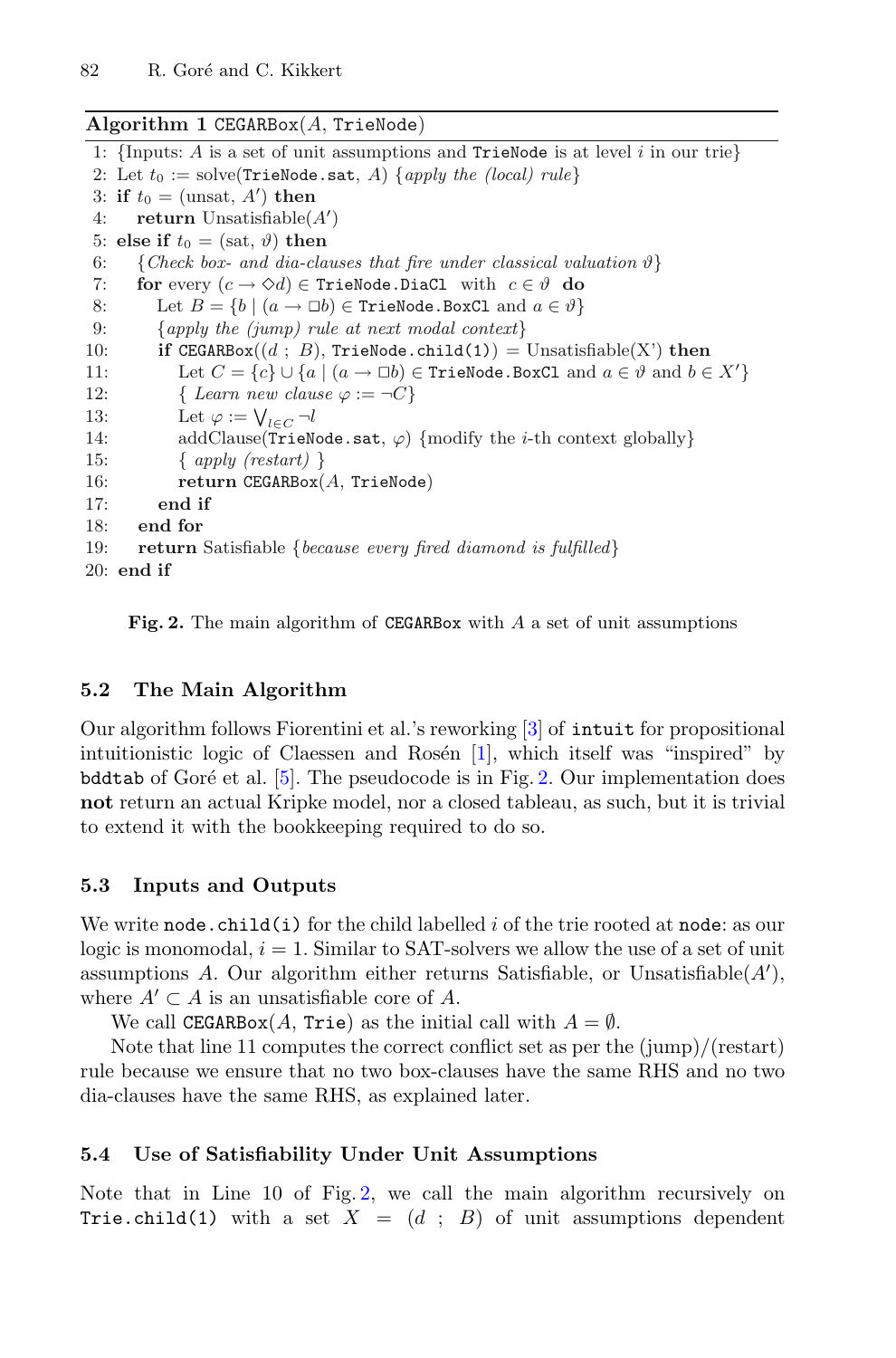**Algorithm 1** CEGARBox($A$, TrieNode)

```
1: {Inputs: A is a set of unit assumptions and TrieNode is at level i in our trie}
2: Let t0 := solve(TrieNode.sat, A) {apply the (local) rule}
3: if t0 = (unsat, A') then
4:     return Unsatisfiable(A')
5: else if t0 = (sat, ϑ) then
6:     {Check box- and dia-clauses that fire under classical valuation ϑ}
7:     for every (c → ◇d) ∈ TrieNode.DiaCl with c ∈ ϑ do
8:         Let B = {b | (a → □b) ∈ TrieNode.BoxCl and a ∈ ϑ}
9:         {apply the (jump) rule at next modal context}
10:        if CEGARBox((d ; B), TrieNode.child(1)) = Unsatisfiable(X') then
11:            Let C = {c} ∪ {a | (a → □b) ∈ TrieNode.BoxCl and a ∈ ϑ and b ∈ X'}
12:            { Learn new clause φ := ¬C}
13:            Let φ := ⋁_{l∈C} ¬l
14:            addClause(TrieNode.sat, φ) {modify the i-th context globally}
15:            { apply (restart) }
16:            return CEGARBox(A, TrieNode)
17:        end if
18:    end for
19:    return Satisfiable {because every fired diamond is fulfilled}
20: end if
```

**Fig. 2.** The main algorithm of CEGARBox with $A$ a set of unit assumptions

### 5.2 The Main Algorithm

Our algorithm follows Fiorentini et al.'s reworking [3] of intuit for propositional intuitionistic logic of Claessen and Rosén [1], which itself was "inspired" by bddtab of Goré et al. [5]. The pseudocode is in Fig. 2. Our implementation does **not** return an actual Kripke model, nor a closed tableau, as such, but it is trivial to extend it with the bookkeeping required to do so.

### 5.3 Inputs and Outputs

We write node.child(i) for the child labelled $i$ of the trie rooted at node: as our logic is monomodal, $i = 1$. Similar to SAT-solvers we allow the use of a set of unit assumptions $A$. Our algorithm either returns Satisfiable, or Unsatisfiable($A'$), where $A' \subset A$ is an unsatisfiable core of $A$.

We call CEGARBox($A$, Trie) as the initial call with $A = \emptyset$.

Note that line 11 computes the correct conflict set as per the (jump)/(restart) rule because we ensure that no two box-clauses have the same RHS and no two dia-clauses have the same RHS, as explained later.

### 5.4 Use of Satisfiability Under Unit Assumptions

Note that in Line 10 of Fig. 2, we call the main algorithm recursively on Trie.child(1) with a set $X = (d \; ; \; B)$ of unit assumptions dependent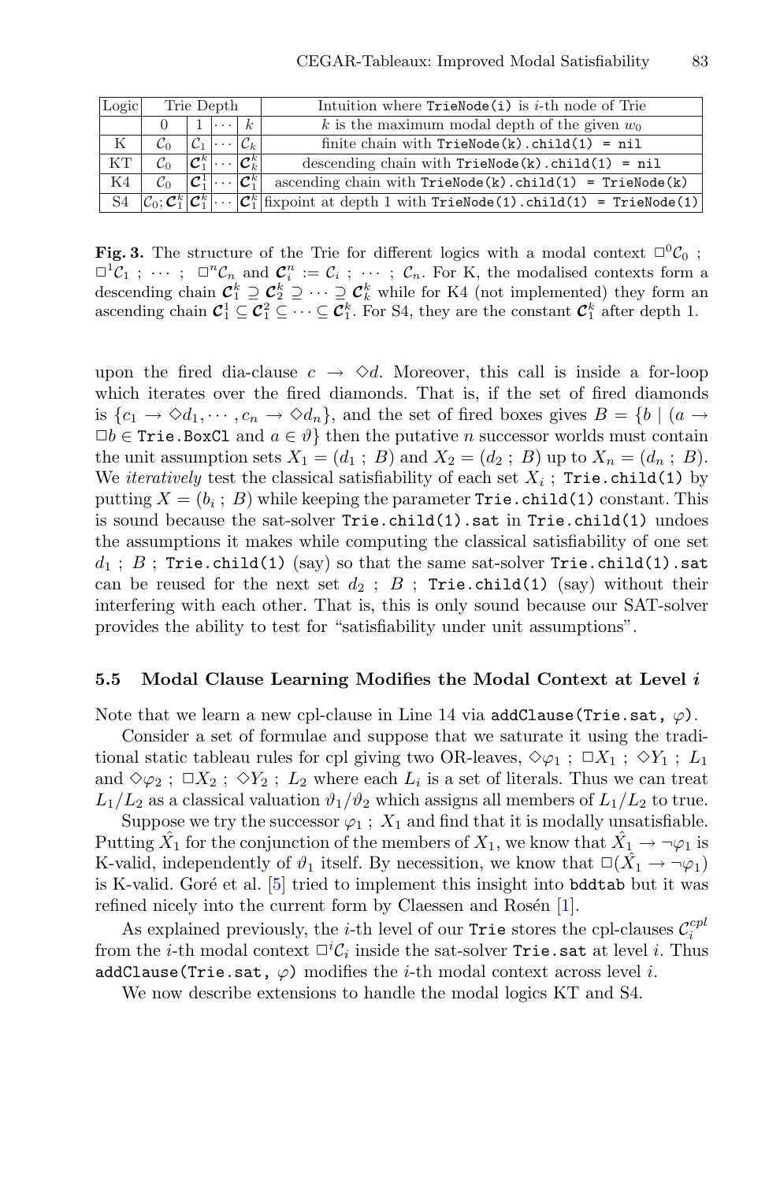| Logic | Trie Depth | | | | Intuition where `TrieNode(i)` is $i$-th node of Trie |
|---|---|---|---|---|---|
| | 0 | 1 | $\cdots$ | $k$ | $k$ is the maximum modal depth of the given $w_0$ |
| K | $\mathcal{C}_0$ | $\mathcal{C}_1$ | $\cdots$ | $\mathcal{C}_k$ | finite chain with `TrieNode(k).child(1) = nil` |
| KT | $\mathcal{C}_0$ | $\boldsymbol{\mathcal{C}}_1^k$ | $\cdots$ | $\boldsymbol{\mathcal{C}}_k^k$ | descending chain with `TrieNode(k).child(1) = nil` |
| K4 | $\mathcal{C}_0$ | $\boldsymbol{\mathcal{C}}_1^1$ | $\cdots$ | $\boldsymbol{\mathcal{C}}_1^k$ | ascending chain with `TrieNode(k).child(1) = TrieNode(k)` |
| S4 | $\mathcal{C}_0; \boldsymbol{\mathcal{C}}_1^k$ | $\boldsymbol{\mathcal{C}}_1^k$ | $\cdots$ | $\boldsymbol{\mathcal{C}}_1^k$ | fixpoint at depth 1 with `TrieNode(1).child(1) = TrieNode(1)` |

**Fig. 3.** The structure of the Trie for different logics with a modal context $\Box^0\mathcal{C}_0$ ; $\Box^1\mathcal{C}_1$ ; $\cdots$ ; $\Box^n\mathcal{C}_n$ and $\boldsymbol{\mathcal{C}}_i^n := \mathcal{C}_i$ ; $\cdots$ ; $\mathcal{C}_n$. For K, the modalised contexts form a descending chain $\boldsymbol{\mathcal{C}}_1^k \supseteq \boldsymbol{\mathcal{C}}_2^k \supseteq \cdots \supseteq \boldsymbol{\mathcal{C}}_k^k$ while for K4 (not implemented) they form an ascending chain $\boldsymbol{\mathcal{C}}_1^1 \subseteq \boldsymbol{\mathcal{C}}_1^2 \subseteq \cdots \subseteq \boldsymbol{\mathcal{C}}_1^k$. For S4, they are the constant $\boldsymbol{\mathcal{C}}_1^k$ after depth 1.

upon the fired dia-clause $c \rightarrow \Diamond d$. Moreover, this call is inside a for-loop which iterates over the fired diamonds. That is, if the set of fired diamonds is $\{c_1 \rightarrow \Diamond d_1, \cdots, c_n \rightarrow \Diamond d_n\}$, and the set of fired boxes gives $B = \{b \mid (a \rightarrow \Box b \in$ `Trie.BoxCl` and $a \in \vartheta\}$ then the putative $n$ successor worlds must contain the unit assumption sets $X_1 = (d_1$ ; $B)$ and $X_2 = (d_2$ ; $B)$ up to $X_n = (d_n$ ; $B)$. We *iteratively* test the classical satisfiability of each set $X_i$ ; `Trie.child(1)` by putting $X = (b_i$ ; $B)$ while keeping the parameter `Trie.child(1)` constant. This is sound because the sat-solver `Trie.child(1).sat` in `Trie.child(1)` undoes the assumptions it makes while computing the classical satisfiability of one set $d_1$ ; $B$ ; `Trie.child(1)` (say) so that the same sat-solver `Trie.child(1).sat` can be reused for the next set $d_2$ ; $B$ ; `Trie.child(1)` (say) without their interfering with each other. That is, this is only sound because our SAT-solver provides the ability to test for "satisfiability under unit assumptions".

### 5.5 Modal Clause Learning Modifies the Modal Context at Level $i$

Note that we learn a new cpl-clause in Line 14 via `addClause(Trie.sat,` $\varphi$`)`.

Consider a set of formulae and suppose that we saturate it using the traditional static tableau rules for cpl giving two OR-leaves, $\Diamond\varphi_1$ ; $\Box X_1$ ; $\Diamond Y_1$ ; $L_1$ and $\Diamond\varphi_2$ ; $\Box X_2$ ; $\Diamond Y_2$ ; $L_2$ where each $L_i$ is a set of literals. Thus we can treat $L_1/L_2$ as a classical valuation $\vartheta_1/\vartheta_2$ which assigns all members of $L_1/L_2$ to true.

Suppose we try the successor $\varphi_1$ ; $X_1$ and find that it is modally unsatisfiable. Putting $\hat{X}_1$ for the conjunction of the members of $X_1$, we know that $\hat{X}_1 \rightarrow \neg\varphi_1$ is K-valid, independently of $\vartheta_1$ itself. By necessition, we know that $\Box(\hat{X}_1 \rightarrow \neg\varphi_1)$ is K-valid. Goré et al. [5] tried to implement this insight into `bddtab` but it was refined nicely into the current form by Claessen and Rosén [1].

As explained previously, the $i$-th level of our `Trie` stores the cpl-clauses $\mathcal{C}_i^{cpl}$ from the $i$-th modal context $\Box^i\mathcal{C}_i$ inside the sat-solver `Trie.sat` at level $i$. Thus `addClause(Trie.sat,` $\varphi$`)` modifies the $i$-th modal context across level $i$.

We now describe extensions to handle the modal logics KT and S4.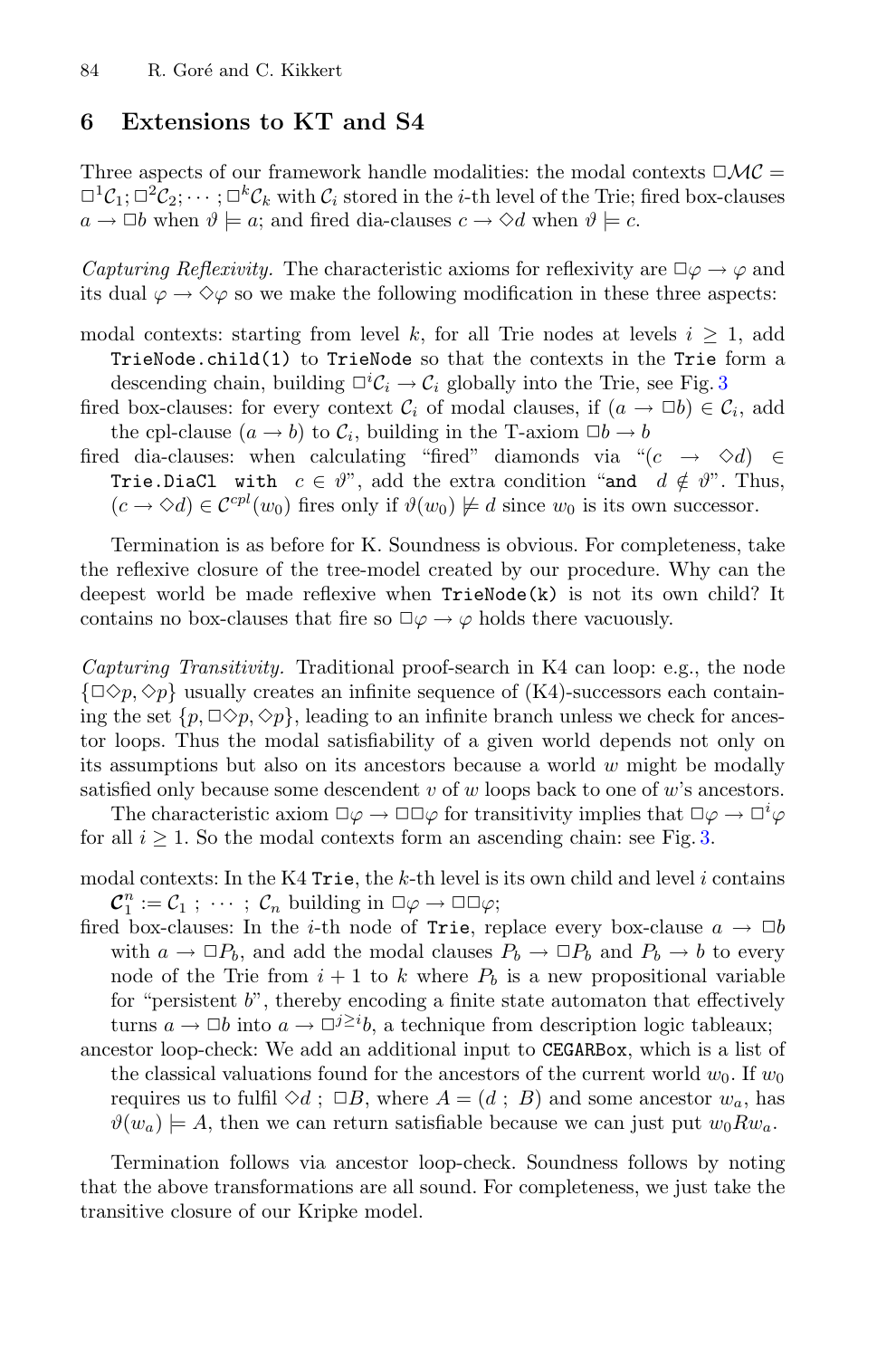## 6 Extensions to KT and S4

Three aspects of our framework handle modalities: the modal contexts $\Box\mathcal{MC} = \Box^1\mathcal{C}_1; \Box^2\mathcal{C}_2; \cdots ; \Box^k\mathcal{C}_k$ with $\mathcal{C}_i$ stored in the $i$-th level of the Trie; fired box-clauses $a \to \Box b$ when $\vartheta \models a$; and fired dia-clauses $c \to \Diamond d$ when $\vartheta \models c$.

*Capturing Reflexivity.* The characteristic axioms for reflexivity are $\Box\varphi \to \varphi$ and its dual $\varphi \to \Diamond\varphi$ so we make the following modification in these three aspects:

- modal contexts: starting from level $k$, for all Trie nodes at levels $i \geq 1$, add `TrieNode.child(1)` to `TrieNode` so that the contexts in the `Trie` form a descending chain, building $\Box^i\mathcal{C}_i \to \mathcal{C}_i$ globally into the Trie, see Fig. 3
- fired box-clauses: for every context $\mathcal{C}_i$ of modal clauses, if $(a \to \Box b) \in \mathcal{C}_i$, add the cpl-clause $(a \to b)$ to $\mathcal{C}_i$, building in the T-axiom $\Box b \to b$
- fired dia-clauses: when calculating "fired" diamonds via "$(c \to \Diamond d) \in$ `Trie.DiaCl` with $c \in \vartheta$", add the extra condition "`and` $d \notin \vartheta$". Thus, $(c \to \Diamond d) \in \mathcal{C}^{cpl}(w_0)$ fires only if $\vartheta(w_0) \not\models d$ since $w_0$ is its own successor.

Termination is as before for K. Soundness is obvious. For completeness, take the reflexive closure of the tree-model created by our procedure. Why can the deepest world be made reflexive when `TrieNode(k)` is not its own child? It contains no box-clauses that fire so $\Box\varphi \to \varphi$ holds there vacuously.

*Capturing Transitivity.* Traditional proof-search in K4 can loop: e.g., the node $\{\Box\Diamond p, \Diamond p\}$ usually creates an infinite sequence of (K4)-successors each containing the set $\{p, \Box\Diamond p, \Diamond p\}$, leading to an infinite branch unless we check for ancestor loops. Thus the modal satisfiability of a given world depends not only on its assumptions but also on its ancestors because a world $w$ might be modally satisfied only because some descendent $v$ of $w$ loops back to one of $w$'s ancestors.

The characteristic axiom $\Box\varphi \to \Box\Box\varphi$ for transitivity implies that $\Box\varphi \to \Box^i\varphi$ for all $i \geq 1$. So the modal contexts form an ascending chain: see Fig. 3.

- modal contexts: In the K4 `Trie`, the $k$-th level is its own child and level $i$ contains $\boldsymbol{\mathcal{C}}_1^n := \mathcal{C}_1 \; ; \; \cdots \; ; \; \mathcal{C}_n$ building in $\Box\varphi \to \Box\Box\varphi$;
- fired box-clauses: In the $i$-th node of `Trie`, replace every box-clause $a \to \Box b$ with $a \to \Box P_b$, and add the modal clauses $P_b \to \Box P_b$ and $P_b \to b$ to every node of the Trie from $i+1$ to $k$ where $P_b$ is a new propositional variable for "persistent $b$", thereby encoding a finite state automaton that effectively turns $a \to \Box b$ into $a \to \Box^{j \geq i} b$, a technique from description logic tableaux;
- ancestor loop-check: We add an additional input to `CEGARBox`, which is a list of the classical valuations found for the ancestors of the current world $w_0$. If $w_0$ requires us to fulfil $\Diamond d \; ; \; \Box B$, where $A = (d \; ; \; B)$ and some ancestor $w_a$, has $\vartheta(w_a) \models A$, then we can return satisfiable because we can just put $w_0 R w_a$.

Termination follows via ancestor loop-check. Soundness follows by noting that the above transformations are all sound. For completeness, we just take the transitive closure of our Kripke model.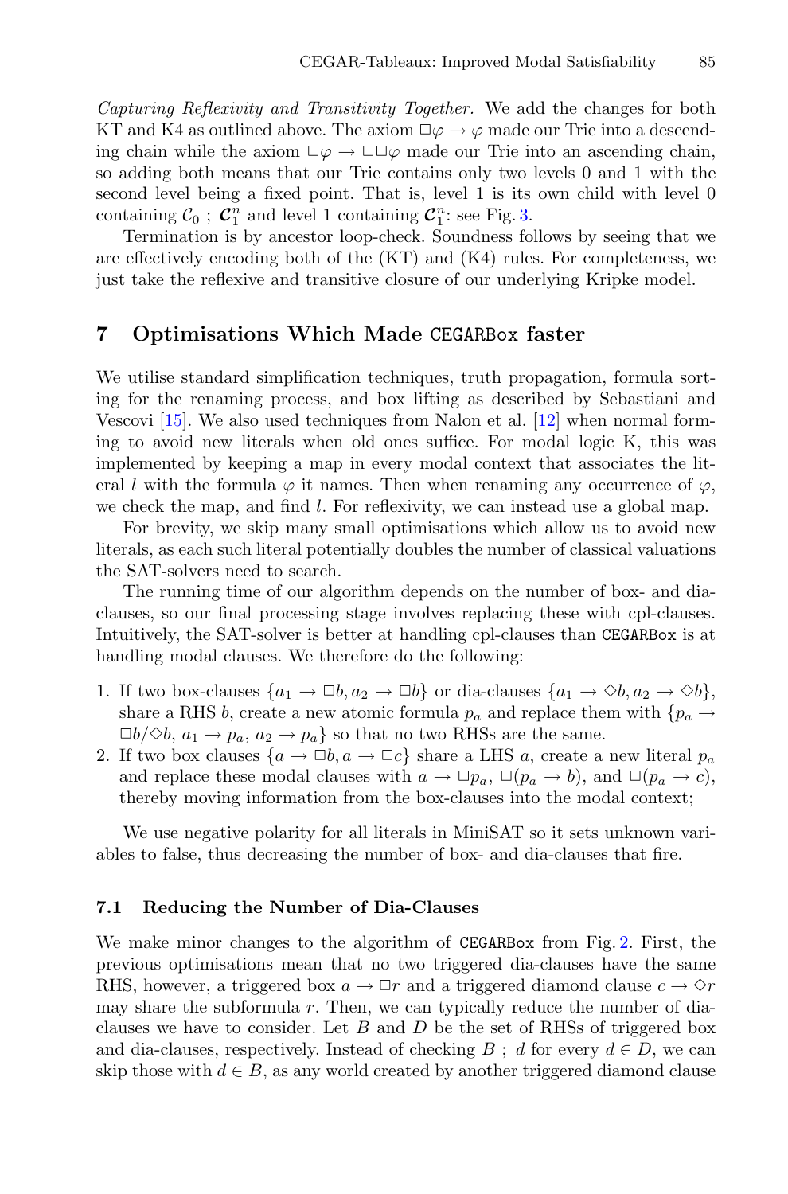*Capturing Reflexivity and Transitivity Together.* We add the changes for both KT and K4 as outlined above. The axiom $\Box\varphi \to \varphi$ made our Trie into a descending chain while the axiom $\Box\varphi \to \Box\Box\varphi$ made our Trie into an ascending chain, so adding both means that our Trie contains only two levels 0 and 1 with the second level being a fixed point. That is, level 1 is its own child with level 0 containing $\mathcal{C}_0$ ; $\boldsymbol{\mathcal{C}}_1^n$ and level 1 containing $\boldsymbol{\mathcal{C}}_1^n$: see Fig. 3.

Termination is by ancestor loop-check. Soundness follows by seeing that we are effectively encoding both of the (KT) and (K4) rules. For completeness, we just take the reflexive and transitive closure of our underlying Kripke model.

## 7 Optimisations Which Made CEGARBox faster

We utilise standard simplification techniques, truth propagation, formula sorting for the renaming process, and box lifting as described by Sebastiani and Vescovi [15]. We also used techniques from Nalon et al. [12] when normal forming to avoid new literals when old ones suffice. For modal logic K, this was implemented by keeping a map in every modal context that associates the literal $l$ with the formula $\varphi$ it names. Then when renaming any occurrence of $\varphi$, we check the map, and find $l$. For reflexivity, we can instead use a global map.

For brevity, we skip many small optimisations which allow us to avoid new literals, as each such literal potentially doubles the number of classical valuations the SAT-solvers need to search.

The running time of our algorithm depends on the number of box- and dia-clauses, so our final processing stage involves replacing these with cpl-clauses. Intuitively, the SAT-solver is better at handling cpl-clauses than CEGARBox is at handling modal clauses. We therefore do the following:

1. If two box-clauses $\{a_1 \to \Box b, a_2 \to \Box b\}$ or dia-clauses $\{a_1 \to \Diamond b, a_2 \to \Diamond b\}$, share a RHS $b$, create a new atomic formula $p_a$ and replace them with $\{p_a \to \Box b/\Diamond b,\ a_1 \to p_a,\ a_2 \to p_a\}$ so that no two RHSs are the same.
2. If two box clauses $\{a \to \Box b, a \to \Box c\}$ share a LHS $a$, create a new literal $p_a$ and replace these modal clauses with $a \to \Box p_a$, $\Box(p_a \to b)$, and $\Box(p_a \to c)$, thereby moving information from the box-clauses into the modal context;

We use negative polarity for all literals in MiniSAT so it sets unknown variables to false, thus decreasing the number of box- and dia-clauses that fire.

### 7.1 Reducing the Number of Dia-Clauses

We make minor changes to the algorithm of CEGARBox from Fig. 2. First, the previous optimisations mean that no two triggered dia-clauses have the same RHS, however, a triggered box $a \to \Box r$ and a triggered diamond clause $c \to \Diamond r$ may share the subformula $r$. Then, we can typically reduce the number of dia-clauses we have to consider. Let $B$ and $D$ be the set of RHSs of triggered box and dia-clauses, respectively. Instead of checking $B$ ; $d$ for every $d \in D$, we can skip those with $d \in B$, as any world created by another triggered diamond clause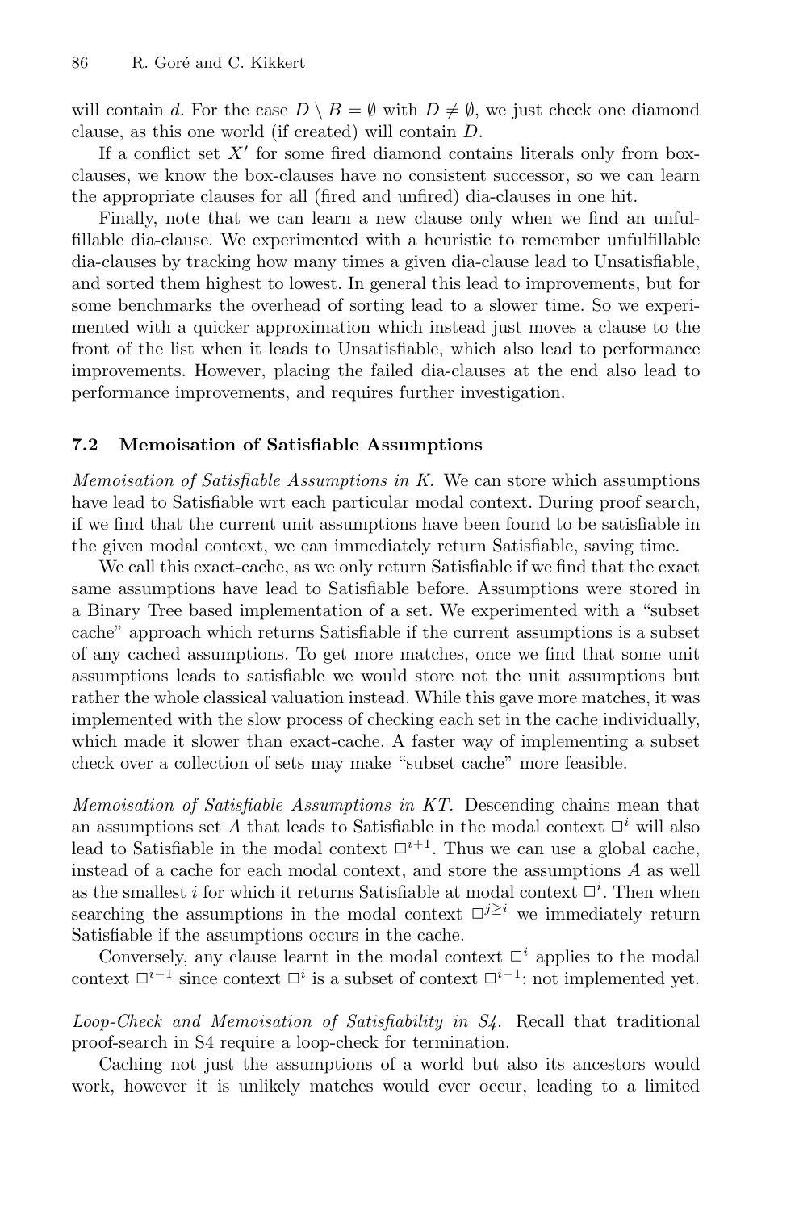will contain $d$. For the case $D \setminus B = \emptyset$ with $D \neq \emptyset$, we just check one diamond clause, as this one world (if created) will contain $D$.

If a conflict set $X'$ for some fired diamond contains literals only from box-clauses, we know the box-clauses have no consistent successor, so we can learn the appropriate clauses for all (fired and unfired) dia-clauses in one hit.

Finally, note that we can learn a new clause only when we find an unfulfillable dia-clause. We experimented with a heuristic to remember unfulfillable dia-clauses by tracking how many times a given dia-clause lead to Unsatisfiable, and sorted them highest to lowest. In general this lead to improvements, but for some benchmarks the overhead of sorting lead to a slower time. So we experimented with a quicker approximation which instead just moves a clause to the front of the list when it leads to Unsatisfiable, which also lead to performance improvements. However, placing the failed dia-clauses at the end also lead to performance improvements, and requires further investigation.

### 7.2 Memoisation of Satisfiable Assumptions

*Memoisation of Satisfiable Assumptions in K.* We can store which assumptions have lead to Satisfiable wrt each particular modal context. During proof search, if we find that the current unit assumptions have been found to be satisfiable in the given modal context, we can immediately return Satisfiable, saving time.

We call this exact-cache, as we only return Satisfiable if we find that the exact same assumptions have lead to Satisfiable before. Assumptions were stored in a Binary Tree based implementation of a set. We experimented with a "subset cache" approach which returns Satisfiable if the current assumptions is a subset of any cached assumptions. To get more matches, once we find that some unit assumptions leads to satisfiable we would store not the unit assumptions but rather the whole classical valuation instead. While this gave more matches, it was implemented with the slow process of checking each set in the cache individually, which made it slower than exact-cache. A faster way of implementing a subset check over a collection of sets may make "subset cache" more feasible.

*Memoisation of Satisfiable Assumptions in KT.* Descending chains mean that an assumptions set $A$ that leads to Satisfiable in the modal context $\Box^i$ will also lead to Satisfiable in the modal context $\Box^{i+1}$. Thus we can use a global cache, instead of a cache for each modal context, and store the assumptions $A$ as well as the smallest $i$ for which it returns Satisfiable at modal context $\Box^i$. Then when searching the assumptions in the modal context $\Box^{j \geq i}$ we immediately return Satisfiable if the assumptions occurs in the cache.

Conversely, any clause learnt in the modal context $\Box^i$ applies to the modal context $\Box^{i-1}$ since context $\Box^i$ is a subset of context $\Box^{i-1}$: not implemented yet.

*Loop-Check and Memoisation of Satisfiability in S4.* Recall that traditional proof-search in S4 require a loop-check for termination.

Caching not just the assumptions of a world but also its ancestors would work, however it is unlikely matches would ever occur, leading to a limited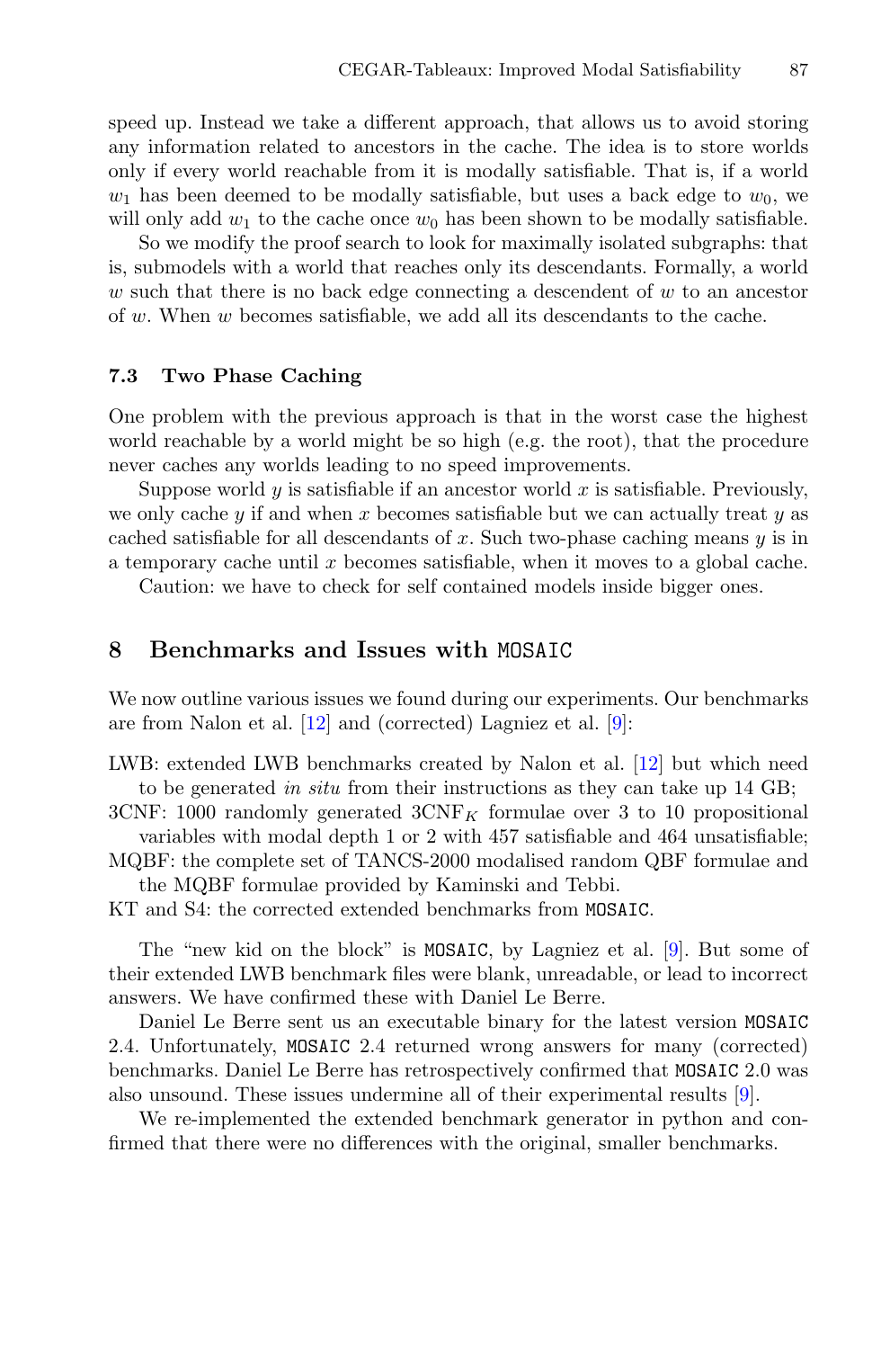speed up. Instead we take a different approach, that allows us to avoid storing any information related to ancestors in the cache. The idea is to store worlds only if every world reachable from it is modally satisfiable. That is, if a world $w_1$ has been deemed to be modally satisfiable, but uses a back edge to $w_0$, we will only add $w_1$ to the cache once $w_0$ has been shown to be modally satisfiable.

So we modify the proof search to look for maximally isolated subgraphs: that is, submodels with a world that reaches only its descendants. Formally, a world $w$ such that there is no back edge connecting a descendent of $w$ to an ancestor of $w$. When $w$ becomes satisfiable, we add all its descendants to the cache.

### 7.3 Two Phase Caching

One problem with the previous approach is that in the worst case the highest world reachable by a world might be so high (e.g. the root), that the procedure never caches any worlds leading to no speed improvements.

Suppose world $y$ is satisfiable if an ancestor world $x$ is satisfiable. Previously, we only cache $y$ if and when $x$ becomes satisfiable but we can actually treat $y$ as cached satisfiable for all descendants of $x$. Such two-phase caching means $y$ is in a temporary cache until $x$ becomes satisfiable, when it moves to a global cache.

Caution: we have to check for self contained models inside bigger ones.

## 8 Benchmarks and Issues with `MOSAIC`

We now outline various issues we found during our experiments. Our benchmarks are from Nalon et al. [12] and (corrected) Lagniez et al. [9]:

- LWB: extended LWB benchmarks created by Nalon et al. [12] but which need to be generated *in situ* from their instructions as they can take up 14 GB;
- 3CNF: 1000 randomly generated $3\mathrm{CNF}_K$ formulae over 3 to 10 propositional variables with modal depth 1 or 2 with 457 satisfiable and 464 unsatisfiable;
- MQBF: the complete set of TANCS-2000 modalised random QBF formulae and the MQBF formulae provided by Kaminski and Tebbi.
- KT and S4: the corrected extended benchmarks from `MOSAIC`.

The "new kid on the block" is `MOSAIC`, by Lagniez et al. [9]. But some of their extended LWB benchmark files were blank, unreadable, or lead to incorrect answers. We have confirmed these with Daniel Le Berre.

Daniel Le Berre sent us an executable binary for the latest version `MOSAIC` 2.4. Unfortunately, `MOSAIC` 2.4 returned wrong answers for many (corrected) benchmarks. Daniel Le Berre has retrospectively confirmed that `MOSAIC` 2.0 was also unsound. These issues undermine all of their experimental results [9].

We re-implemented the extended benchmark generator in python and confirmed that there were no differences with the original, smaller benchmarks.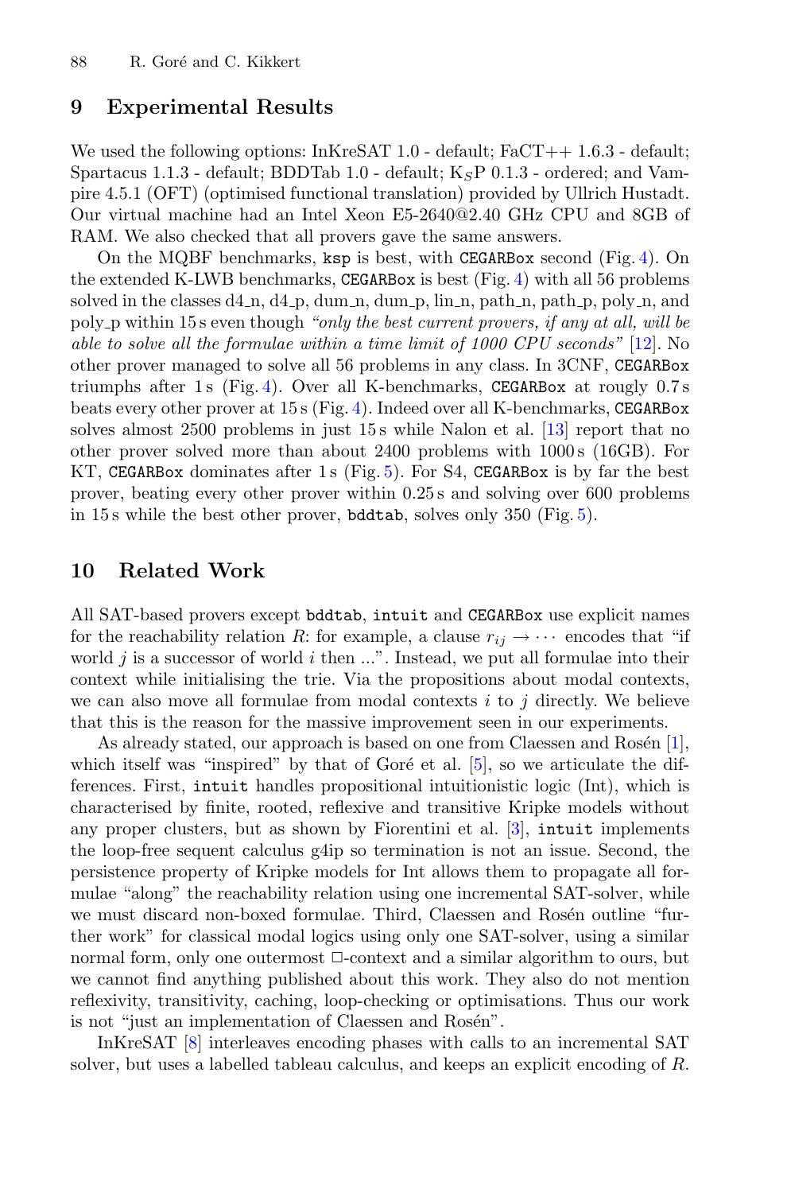## 9 Experimental Results

We used the following options: InKreSAT 1.0 - default; FaCT++ 1.6.3 - default; Spartacus 1.1.3 - default; BDDTab 1.0 - default; $K_S$P 0.1.3 - ordered; and Vampire 4.5.1 (OFT) (optimised functional translation) provided by Ullrich Hustadt. Our virtual machine had an Intel Xeon E5-2640@2.40 GHz CPU and 8GB of RAM. We also checked that all provers gave the same answers.

On the MQBF benchmarks, `ksp` is best, with `CEGARBox` second (Fig. 4). On the extended K-LWB benchmarks, `CEGARBox` is best (Fig. 4) with all 56 problems solved in the classes d4_n, d4_p, dum_n, dum_p, lin_n, path_n, path_p, poly_n, and poly_p within 15 s even though *"only the best current provers, if any at all, will be able to solve all the formulae within a time limit of 1000 CPU seconds"* [12]. No other prover managed to solve all 56 problems in any class. In 3CNF, `CEGARBox` triumphs after 1 s (Fig. 4). Over all K-benchmarks, `CEGARBox` at rougly 0.7 s beats every other prover at 15 s (Fig. 4). Indeed over all K-benchmarks, `CEGARBox` solves almost 2500 problems in just 15 s while Nalon et al. [13] report that no other prover solved more than about 2400 problems with 1000 s (16GB). For KT, `CEGARBox` dominates after 1 s (Fig. 5). For S4, `CEGARBox` is by far the best prover, beating every other prover within 0.25 s and solving over 600 problems in 15 s while the best other prover, `bddtab`, solves only 350 (Fig. 5).

## 10 Related Work

All SAT-based provers except `bddtab`, `intuit` and `CEGARBox` use explicit names for the reachability relation $R$: for example, a clause $r_{ij} \to \cdots$ encodes that "if world $j$ is a successor of world $i$ then ...". Instead, we put all formulae into their context while initialising the trie. Via the propositions about modal contexts, we can also move all formulae from modal contexts $i$ to $j$ directly. We believe that this is the reason for the massive improvement seen in our experiments.

As already stated, our approach is based on one from Claessen and Rosén [1], which itself was "inspired" by that of Goré et al. [5], so we articulate the differences. First, `intuit` handles propositional intuitionistic logic (Int), which is characterised by finite, rooted, reflexive and transitive Kripke models without any proper clusters, but as shown by Fiorentini et al. [3], `intuit` implements the loop-free sequent calculus g4ip so termination is not an issue. Second, the persistence property of Kripke models for Int allows them to propagate all formulae "along" the reachability relation using one incremental SAT-solver, while we must discard non-boxed formulae. Third, Claessen and Rosén outline "further work" for classical modal logics using only one SAT-solver, using a similar normal form, only one outermost $\Box$-context and a similar algorithm to ours, but we cannot find anything published about this work. They also do not mention reflexivity, transitivity, caching, loop-checking or optimisations. Thus our work is not "just an implementation of Claessen and Rosén".

InKreSAT [8] interleaves encoding phases with calls to an incremental SAT solver, but uses a labelled tableau calculus, and keeps an explicit encoding of $R$.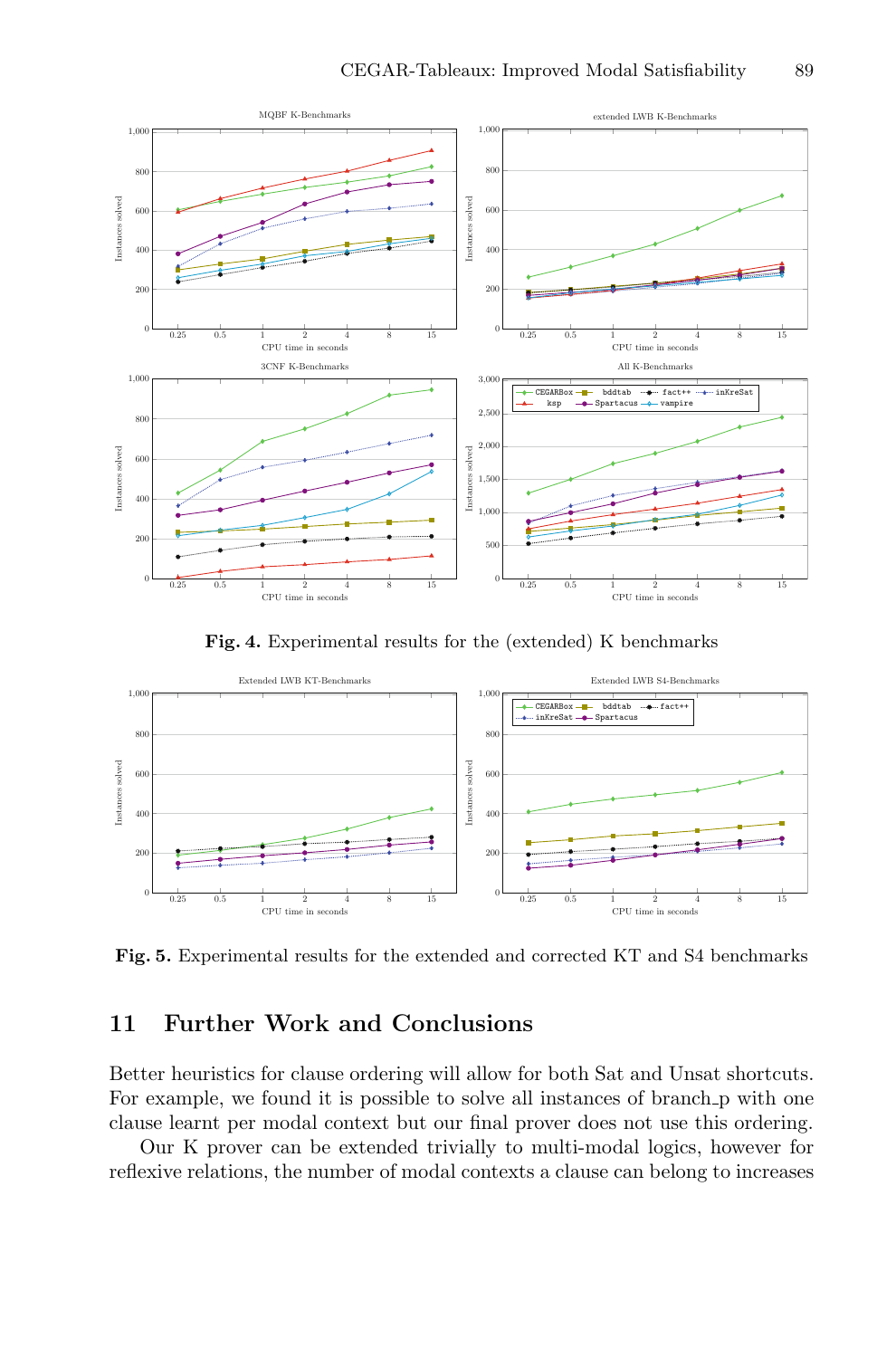Fig. 4. Experimental results for the (extended) K benchmarks

Fig. 5. Experimental results for the extended and corrected KT and S4 benchmarks

## 11 Further Work and Conclusions

Better heuristics for clause ordering will allow for both Sat and Unsat shortcuts. For example, we found it is possible to solve all instances of branch_p with one clause learnt per modal context but our final prover does not use this ordering.

Our K prover can be extended trivially to multi-modal logics, however for reflexive relations, the number of modal contexts a clause can belong to increases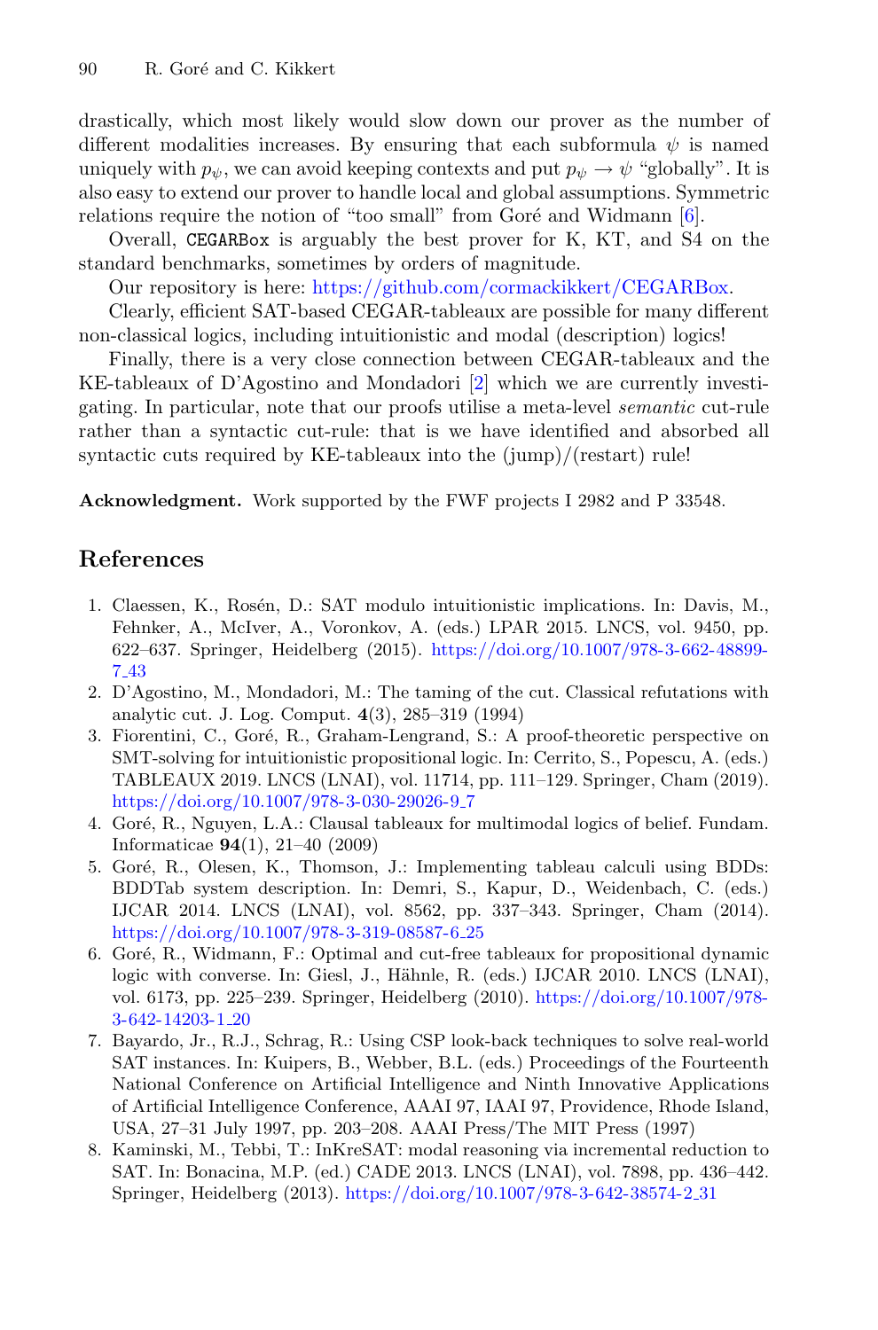drastically, which most likely would slow down our prover as the number of different modalities increases. By ensuring that each subformula $\psi$ is named uniquely with $p_\psi$, we can avoid keeping contexts and put $p_\psi \rightarrow \psi$ "globally". It is also easy to extend our prover to handle local and global assumptions. Symmetric relations require the notion of "too small" from Goré and Widmann [6].

Overall, `CEGARBox` is arguably the best prover for K, KT, and S4 on the standard benchmarks, sometimes by orders of magnitude.

Our repository is here: https://github.com/cormackikkert/CEGARBox.

Clearly, efficient SAT-based CEGAR-tableaux are possible for many different non-classical logics, including intuitionistic and modal (description) logics!

Finally, there is a very close connection between CEGAR-tableaux and the KE-tableaux of D'Agostino and Mondadori [2] which we are currently investigating. In particular, note that our proofs utilise a meta-level *semantic* cut-rule rather than a syntactic cut-rule: that is we have identified and absorbed all syntactic cuts required by KE-tableaux into the (jump)/(restart) rule!

**Acknowledgment.** Work supported by the FWF projects I 2982 and P 33548.

## References

1. Claessen, K., Rosén, D.: SAT modulo intuitionistic implications. In: Davis, M., Fehnker, A., McIver, A., Voronkov, A. (eds.) LPAR 2015. LNCS, vol. 9450, pp. 622–637. Springer, Heidelberg (2015). https://doi.org/10.1007/978-3-662-48899-7_43
2. D'Agostino, M., Mondadori, M.: The taming of the cut. Classical refutations with analytic cut. J. Log. Comput. **4**(3), 285–319 (1994)
3. Fiorentini, C., Goré, R., Graham-Lengrand, S.: A proof-theoretic perspective on SMT-solving for intuitionistic propositional logic. In: Cerrito, S., Popescu, A. (eds.) TABLEAUX 2019. LNCS (LNAI), vol. 11714, pp. 111–129. Springer, Cham (2019). https://doi.org/10.1007/978-3-030-29026-9_7
4. Goré, R., Nguyen, L.A.: Clausal tableaux for multimodal logics of belief. Fundam. Informaticae **94**(1), 21–40 (2009)
5. Goré, R., Olesen, K., Thomson, J.: Implementing tableau calculi using BDDs: BDDTab system description. In: Demri, S., Kapur, D., Weidenbach, C. (eds.) IJCAR 2014. LNCS (LNAI), vol. 8562, pp. 337–343. Springer, Cham (2014). https://doi.org/10.1007/978-3-319-08587-6_25
6. Goré, R., Widmann, F.: Optimal and cut-free tableaux for propositional dynamic logic with converse. In: Giesl, J., Hähnle, R. (eds.) IJCAR 2010. LNCS (LNAI), vol. 6173, pp. 225–239. Springer, Heidelberg (2010). https://doi.org/10.1007/978-3-642-14203-1_20
7. Bayardo, Jr., R.J., Schrag, R.: Using CSP look-back techniques to solve real-world SAT instances. In: Kuipers, B., Webber, B.L. (eds.) Proceedings of the Fourteenth National Conference on Artificial Intelligence and Ninth Innovative Applications of Artificial Intelligence Conference, AAAI 97, IAAI 97, Providence, Rhode Island, USA, 27–31 July 1997, pp. 203–208. AAAI Press/The MIT Press (1997)
8. Kaminski, M., Tebbi, T.: InKreSAT: modal reasoning via incremental reduction to SAT. In: Bonacina, M.P. (ed.) CADE 2013. LNCS (LNAI), vol. 7898, pp. 436–442. Springer, Heidelberg (2013). https://doi.org/10.1007/978-3-642-38574-2_31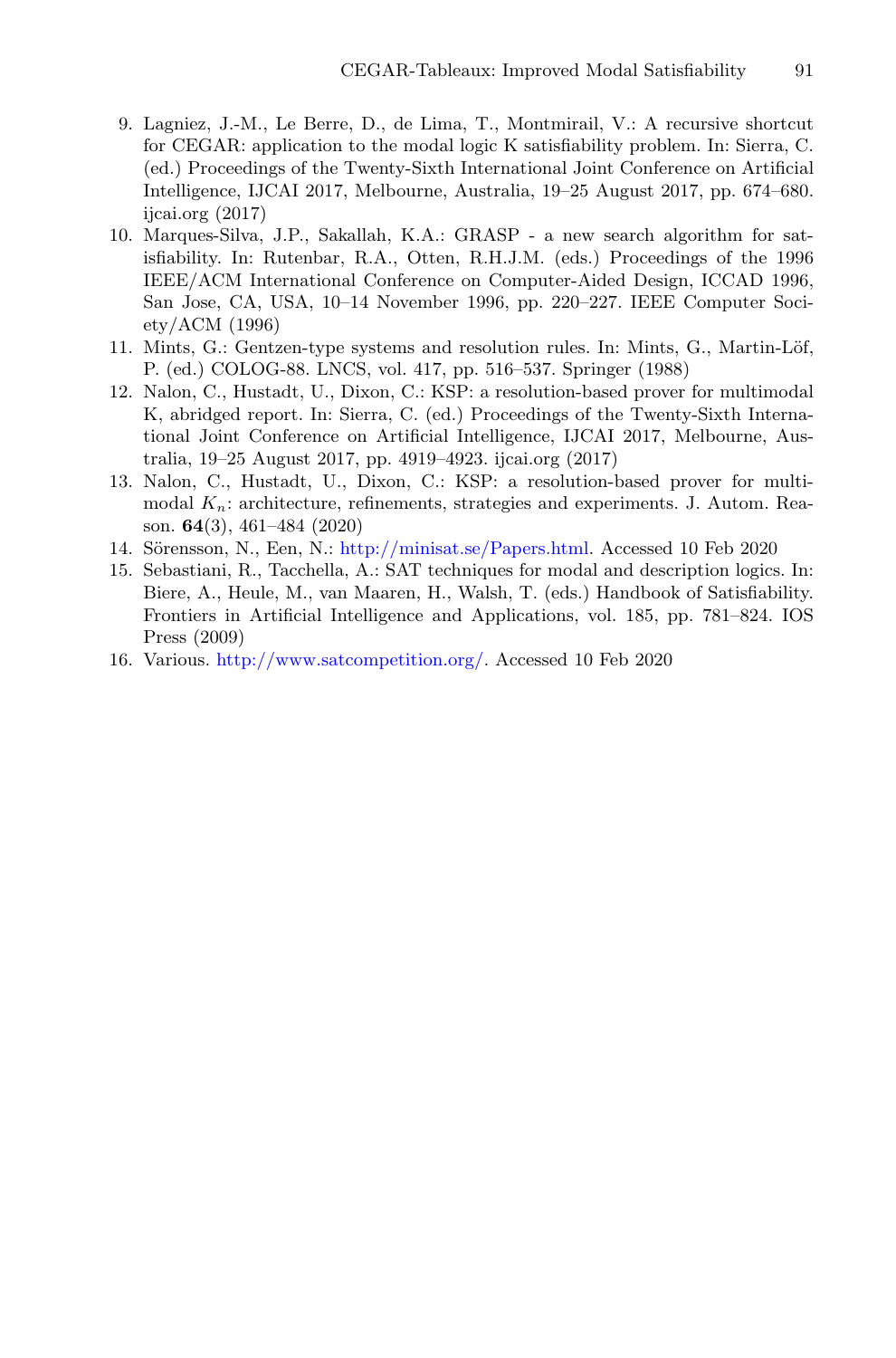9. Lagniez, J.-M., Le Berre, D., de Lima, T., Montmirail, V.: A recursive shortcut for CEGAR: application to the modal logic K satisfiability problem. In: Sierra, C. (ed.) Proceedings of the Twenty-Sixth International Joint Conference on Artificial Intelligence, IJCAI 2017, Melbourne, Australia, 19–25 August 2017, pp. 674–680. ijcai.org (2017)
10. Marques-Silva, J.P., Sakallah, K.A.: GRASP - a new search algorithm for satisfiability. In: Rutenbar, R.A., Otten, R.H.J.M. (eds.) Proceedings of the 1996 IEEE/ACM International Conference on Computer-Aided Design, ICCAD 1996, San Jose, CA, USA, 10–14 November 1996, pp. 220–227. IEEE Computer Society/ACM (1996)
11. Mints, G.: Gentzen-type systems and resolution rules. In: Mints, G., Martin-Löf, P. (ed.) COLOG-88. LNCS, vol. 417, pp. 516–537. Springer (1988)
12. Nalon, C., Hustadt, U., Dixon, C.: KSP: a resolution-based prover for multimodal K, abridged report. In: Sierra, C. (ed.) Proceedings of the Twenty-Sixth International Joint Conference on Artificial Intelligence, IJCAI 2017, Melbourne, Australia, 19–25 August 2017, pp. 4919–4923. ijcai.org (2017)
13. Nalon, C., Hustadt, U., Dixon, C.: KSP: a resolution-based prover for multimodal $K_n$: architecture, refinements, strategies and experiments. J. Autom. Reason. **64**(3), 461–484 (2020)
14. Sörensson, N., Een, N.: http://minisat.se/Papers.html. Accessed 10 Feb 2020
15. Sebastiani, R., Tacchella, A.: SAT techniques for modal and description logics. In: Biere, A., Heule, M., van Maaren, H., Walsh, T. (eds.) Handbook of Satisfiability. Frontiers in Artificial Intelligence and Applications, vol. 185, pp. 781–824. IOS Press (2009)
16. Various. http://www.satcompetition.org/. Accessed 10 Feb 2020